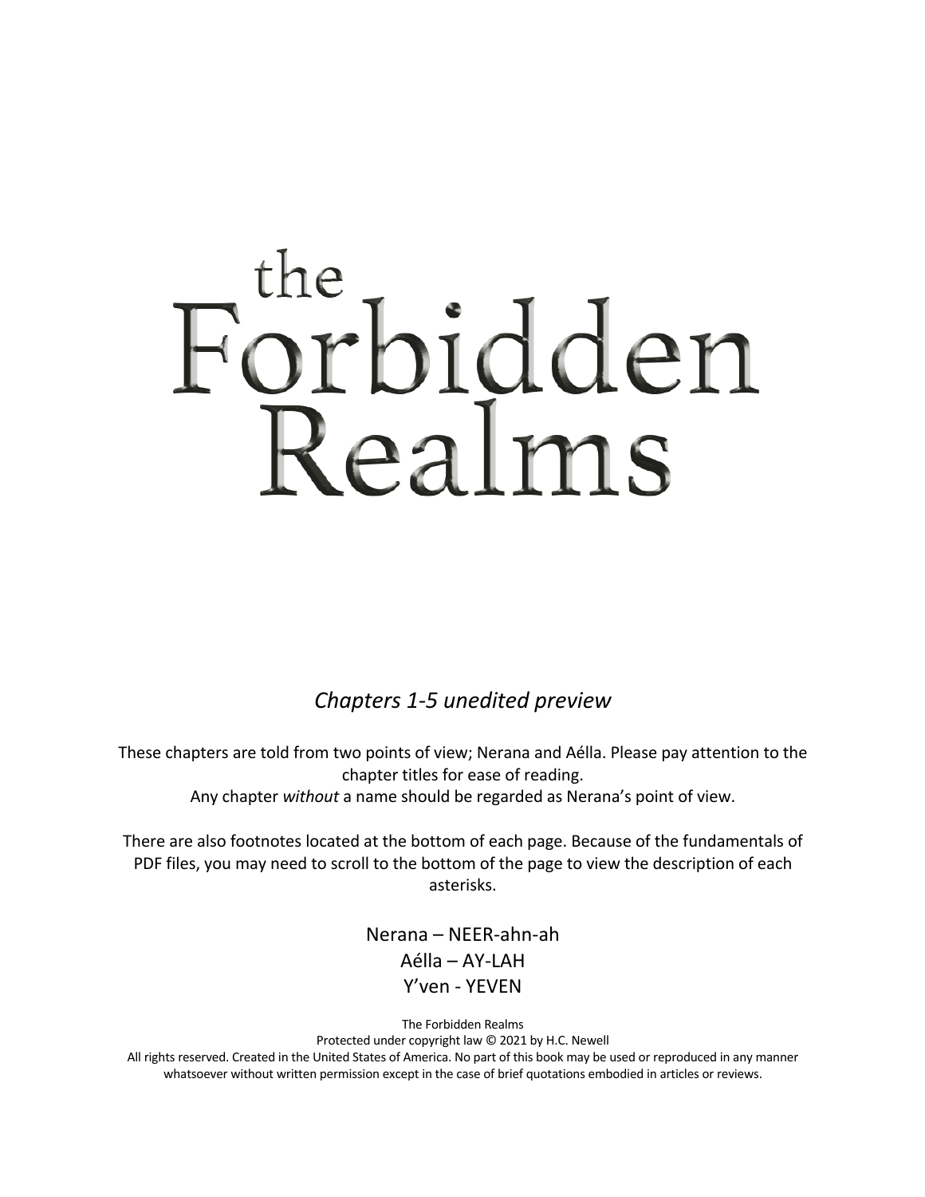# the Forbidden Realms

*Chapters 1-5 unedited preview*

These chapters are told from two points of view; Nerana and Aélla. Please pay attention to the chapter titles for ease of reading.
Any chapter *without* a name should be regarded as Nerana's point of view.

There are also footnotes located at the bottom of each page. Because of the fundamentals of PDF files, you may need to scroll to the bottom of the page to view the description of each asterisks.

Nerana – NEER-ahn-ah
Aélla – AY-LAH
Y'ven - YEVEN

The Forbidden Realms
Protected under copyright law © 2021 by H.C. Newell
All rights reserved. Created in the United States of America. No part of this book may be used or reproduced in any manner whatsoever without written permission except in the case of brief quotations embodied in articles or reviews.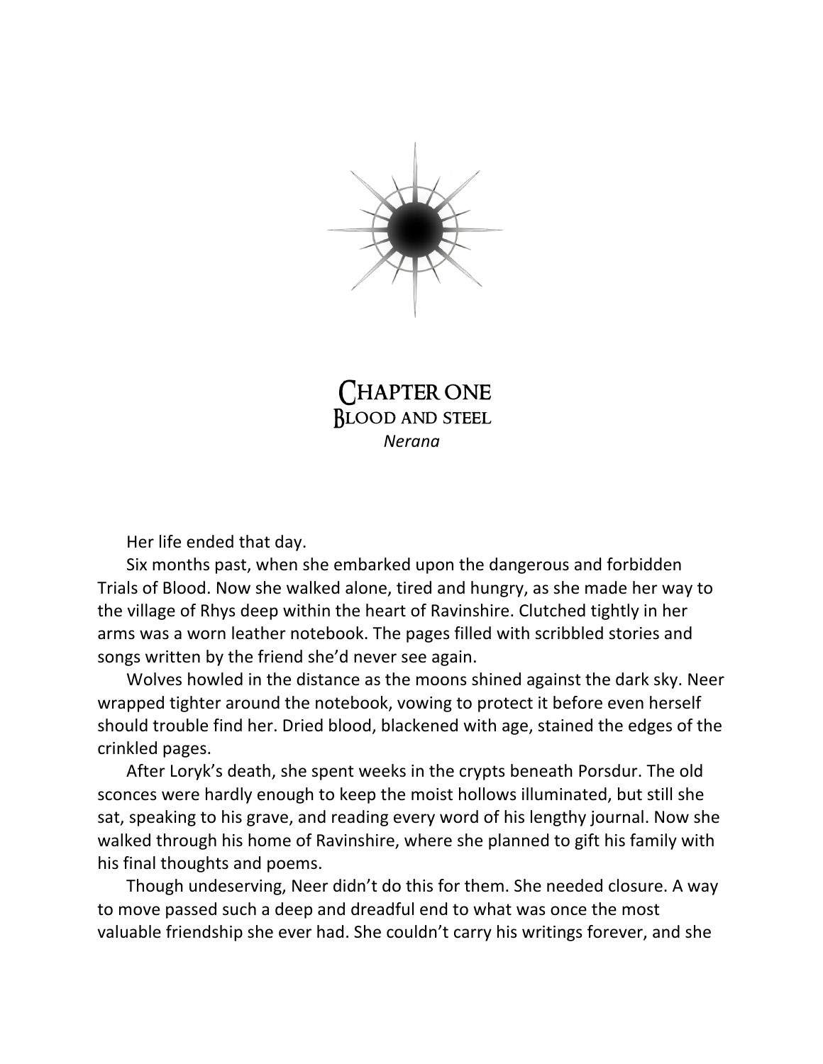# Chapter One
## Blood and Steel
*Nerana*

Her life ended that day.

Six months past, when she embarked upon the dangerous and forbidden Trials of Blood. Now she walked alone, tired and hungry, as she made her way to the village of Rhys deep within the heart of Ravinshire. Clutched tightly in her arms was a worn leather notebook. The pages filled with scribbled stories and songs written by the friend she'd never see again.

Wolves howled in the distance as the moons shined against the dark sky. Neer wrapped tighter around the notebook, vowing to protect it before even herself should trouble find her. Dried blood, blackened with age, stained the edges of the crinkled pages.

After Loryk's death, she spent weeks in the crypts beneath Porsdur. The old sconces were hardly enough to keep the moist hollows illuminated, but still she sat, speaking to his grave, and reading every word of his lengthy journal. Now she walked through his home of Ravinshire, where she planned to gift his family with his final thoughts and poems.

Though undeserving, Neer didn't do this for them. She needed closure. A way to move passed such a deep and dreadful end to what was once the most valuable friendship she ever had. She couldn't carry his writings forever, and she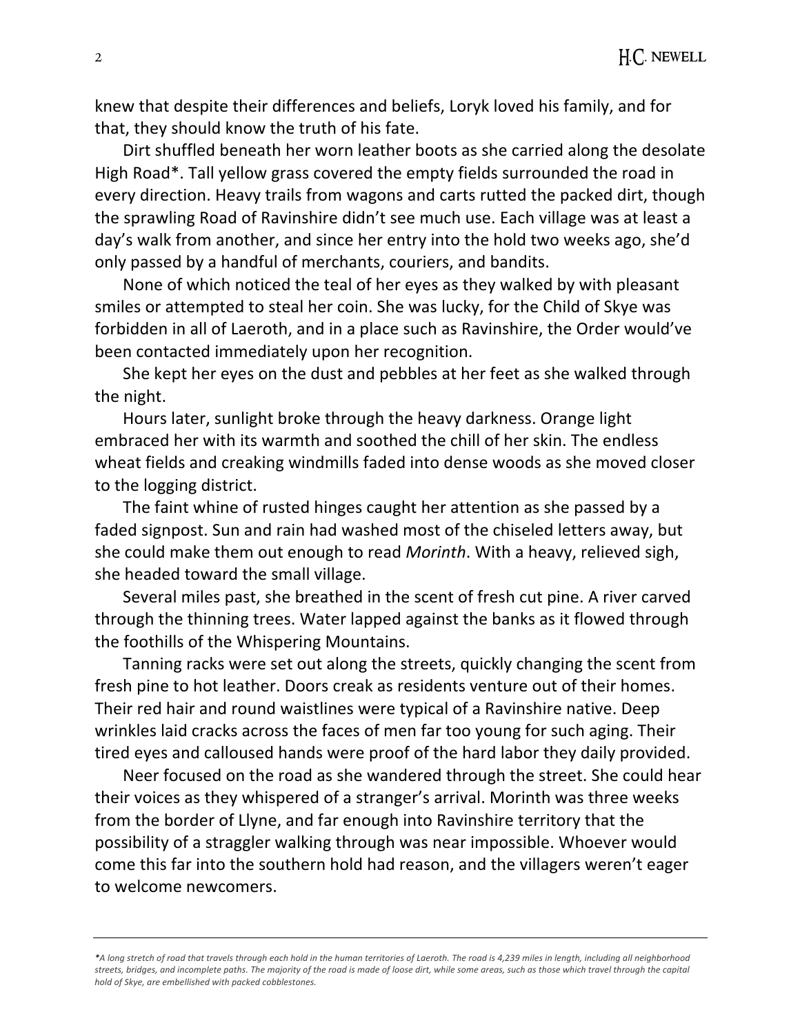knew that despite their differences and beliefs, Loryk loved his family, and for that, they should know the truth of his fate.

Dirt shuffled beneath her worn leather boots as she carried along the desolate High Road*. Tall yellow grass covered the empty fields surrounded the road in every direction. Heavy trails from wagons and carts rutted the packed dirt, though the sprawling Road of Ravinshire didn't see much use. Each village was at least a day's walk from another, and since her entry into the hold two weeks ago, she'd only passed by a handful of merchants, couriers, and bandits.

None of which noticed the teal of her eyes as they walked by with pleasant smiles or attempted to steal her coin. She was lucky, for the Child of Skye was forbidden in all of Laeroth, and in a place such as Ravinshire, the Order would've been contacted immediately upon her recognition.

She kept her eyes on the dust and pebbles at her feet as she walked through the night.

Hours later, sunlight broke through the heavy darkness. Orange light embraced her with its warmth and soothed the chill of her skin. The endless wheat fields and creaking windmills faded into dense woods as she moved closer to the logging district.

The faint whine of rusted hinges caught her attention as she passed by a faded signpost. Sun and rain had washed most of the chiseled letters away, but she could make them out enough to read *Morinth*. With a heavy, relieved sigh, she headed toward the small village.

Several miles past, she breathed in the scent of fresh cut pine. A river carved through the thinning trees. Water lapped against the banks as it flowed through the foothills of the Whispering Mountains.

Tanning racks were set out along the streets, quickly changing the scent from fresh pine to hot leather. Doors creak as residents venture out of their homes. Their red hair and round waistlines were typical of a Ravinshire native. Deep wrinkles laid cracks across the faces of men far too young for such aging. Their tired eyes and calloused hands were proof of the hard labor they daily provided.

Neer focused on the road as she wandered through the street. She could hear their voices as they whispered of a stranger's arrival. Morinth was three weeks from the border of Llyne, and far enough into Ravinshire territory that the possibility of a straggler walking through was near impossible. Whoever would come this far into the southern hold had reason, and the villagers weren't eager to welcome newcomers.

---

**A long stretch of road that travels through each hold in the human territories of Laeroth. The road is 4,239 miles in length, including all neighborhood streets, bridges, and incomplete paths. The majority of the road is made of loose dirt, while some areas, such as those which travel through the capital hold of Skye, are embellished with packed cobblestones.*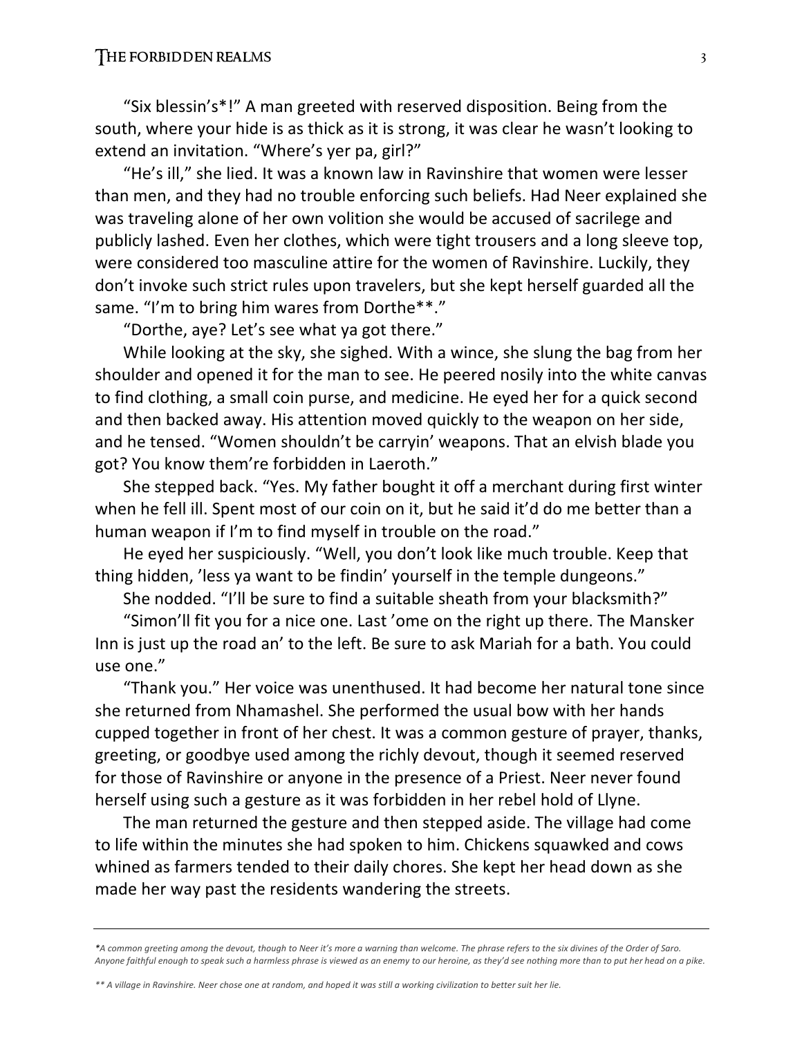"Six blessin's*!" A man greeted with reserved disposition. Being from the south, where your hide is as thick as it is strong, it was clear he wasn't looking to extend an invitation. "Where's yer pa, girl?"

"He's ill," she lied. It was a known law in Ravinshire that women were lesser than men, and they had no trouble enforcing such beliefs. Had Neer explained she was traveling alone of her own volition she would be accused of sacrilege and publicly lashed. Even her clothes, which were tight trousers and a long sleeve top, were considered too masculine attire for the women of Ravinshire. Luckily, they don't invoke such strict rules upon travelers, but she kept herself guarded all the same. "I'm to bring him wares from Dorthe**."

"Dorthe, aye? Let's see what ya got there."

While looking at the sky, she sighed. With a wince, she slung the bag from her shoulder and opened it for the man to see. He peered nosily into the white canvas to find clothing, a small coin purse, and medicine. He eyed her for a quick second and then backed away. His attention moved quickly to the weapon on her side, and he tensed. "Women shouldn't be carryin' weapons. That an elvish blade you got? You know them're forbidden in Laeroth."

She stepped back. "Yes. My father bought it off a merchant during first winter when he fell ill. Spent most of our coin on it, but he said it'd do me better than a human weapon if I'm to find myself in trouble on the road."

He eyed her suspiciously. "Well, you don't look like much trouble. Keep that thing hidden, 'less ya want to be findin' yourself in the temple dungeons."

She nodded. "I'll be sure to find a suitable sheath from your blacksmith?"

"Simon'll fit you for a nice one. Last 'ome on the right up there. The Mansker Inn is just up the road an' to the left. Be sure to ask Mariah for a bath. You could use one."

"Thank you." Her voice was unenthused. It had become her natural tone since she returned from Nhamashel. She performed the usual bow with her hands cupped together in front of her chest. It was a common gesture of prayer, thanks, greeting, or goodbye used among the richly devout, though it seemed reserved for those of Ravinshire or anyone in the presence of a Priest. Neer never found herself using such a gesture as it was forbidden in her rebel hold of Llyne.

The man returned the gesture and then stepped aside. The village had come to life within the minutes she had spoken to him. Chickens squawked and cows whined as farmers tended to their daily chores. She kept her head down as she made her way past the residents wandering the streets.

---

*\*A common greeting among the devout, though to Neer it's more a warning than welcome. The phrase refers to the six divines of the Order of Saro. Anyone faithful enough to speak such a harmless phrase is viewed as an enemy to our heroine, as they'd see nothing more than to put her head on a pike.*

*\*\* A village in Ravinshire. Neer chose one at random, and hoped it was still a working civilization to better suit her lie.*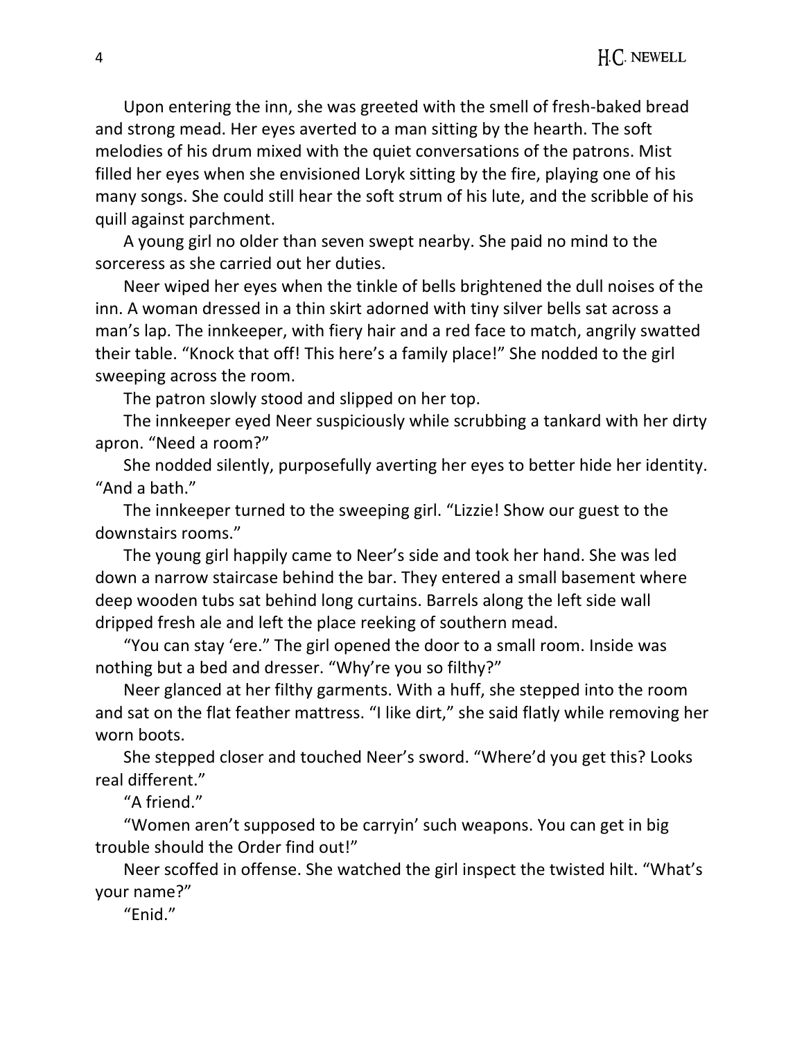Upon entering the inn, she was greeted with the smell of fresh-baked bread and strong mead. Her eyes averted to a man sitting by the hearth. The soft melodies of his drum mixed with the quiet conversations of the patrons. Mist filled her eyes when she envisioned Loryk sitting by the fire, playing one of his many songs. She could still hear the soft strum of his lute, and the scribble of his quill against parchment.

A young girl no older than seven swept nearby. She paid no mind to the sorceress as she carried out her duties.

Neer wiped her eyes when the tinkle of bells brightened the dull noises of the inn. A woman dressed in a thin skirt adorned with tiny silver bells sat across a man's lap. The innkeeper, with fiery hair and a red face to match, angrily swatted their table. "Knock that off! This here's a family place!" She nodded to the girl sweeping across the room.

The patron slowly stood and slipped on her top.

The innkeeper eyed Neer suspiciously while scrubbing a tankard with her dirty apron. "Need a room?"

She nodded silently, purposefully averting her eyes to better hide her identity. "And a bath."

The innkeeper turned to the sweeping girl. "Lizzie! Show our guest to the downstairs rooms."

The young girl happily came to Neer's side and took her hand. She was led down a narrow staircase behind the bar. They entered a small basement where deep wooden tubs sat behind long curtains. Barrels along the left side wall dripped fresh ale and left the place reeking of southern mead.

"You can stay 'ere." The girl opened the door to a small room. Inside was nothing but a bed and dresser. "Why're you so filthy?"

Neer glanced at her filthy garments. With a huff, she stepped into the room and sat on the flat feather mattress. "I like dirt," she said flatly while removing her worn boots.

She stepped closer and touched Neer's sword. "Where'd you get this? Looks real different."

"A friend."

"Women aren't supposed to be carryin' such weapons. You can get in big trouble should the Order find out!"

Neer scoffed in offense. She watched the girl inspect the twisted hilt. "What's your name?"

"Enid."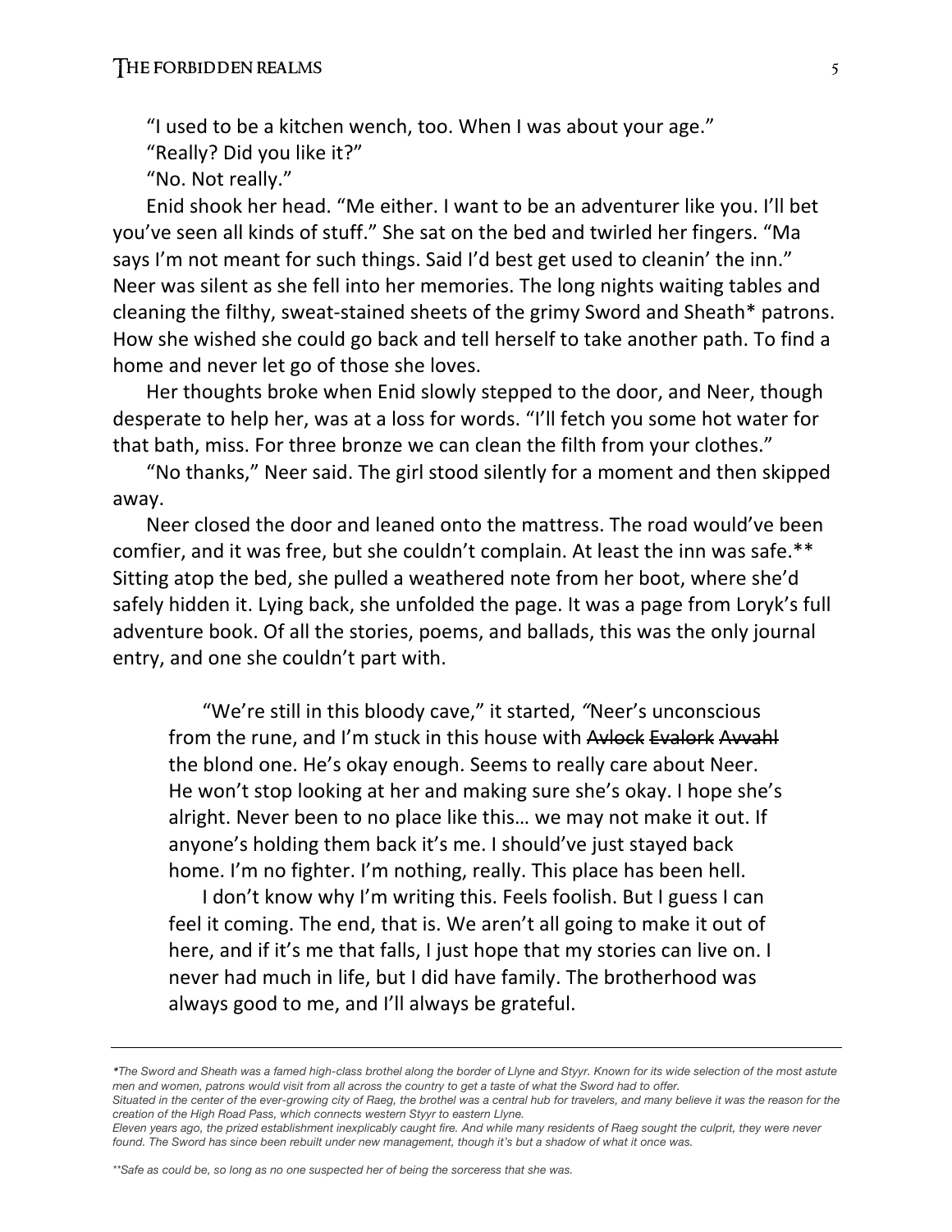"I used to be a kitchen wench, too. When I was about your age."

"Really? Did you like it?"

"No. Not really."

Enid shook her head. "Me either. I want to be an adventurer like you. I'll bet you've seen all kinds of stuff." She sat on the bed and twirled her fingers. "Ma says I'm not meant for such things. Said I'd best get used to cleanin' the inn." Neer was silent as she fell into her memories. The long nights waiting tables and cleaning the filthy, sweat-stained sheets of the grimy Sword and Sheath* patrons. How she wished she could go back and tell herself to take another path. To find a home and never let go of those she loves.

Her thoughts broke when Enid slowly stepped to the door, and Neer, though desperate to help her, was at a loss for words. "I'll fetch you some hot water for that bath, miss. For three bronze we can clean the filth from your clothes."

"No thanks," Neer said. The girl stood silently for a moment and then skipped away.

Neer closed the door and leaned onto the mattress. The road would've been comfier, and it was free, but she couldn't complain. At least the inn was safe.** Sitting atop the bed, she pulled a weathered note from her boot, where she'd safely hidden it. Lying back, she unfolded the page. It was a page from Loryk's full adventure book. Of all the stories, poems, and ballads, this was the only journal entry, and one she couldn't part with.

> "We're still in this bloody cave," it started, *"*Neer's unconscious from the rune, and I'm stuck in this house with ~~Avlock~~ ~~Evalork~~ ~~Avvahl~~ the blond one. He's okay enough. Seems to really care about Neer. He won't stop looking at her and making sure she's okay. I hope she's alright. Never been to no place like this… we may not make it out. If anyone's holding them back it's me. I should've just stayed back home. I'm no fighter. I'm nothing, really. This place has been hell.
>
> I don't know why I'm writing this. Feels foolish. But I guess I can feel it coming. The end, that is. We aren't all going to make it out of here, and if it's me that falls, I just hope that my stories can live on. I never had much in life, but I did have family. The brotherhood was always good to me, and I'll always be grateful.

---

*\*The Sword and Sheath was a famed high-class brothel along the border of Llyne and Styyr. Known for its wide selection of the most astute men and women, patrons would visit from all across the country to get a taste of what the Sword had to offer.*
*Situated in the center of the ever-growing city of Raeg, the brothel was a central hub for travelers, and many believe it was the reason for the creation of the High Road Pass, which connects western Styyr to eastern Llyne.*
*Eleven years ago, the prized establishment inexplicably caught fire. And while many residents of Raeg sought the culprit, they were never found. The Sword has since been rebuilt under new management, though it's but a shadow of what it once was.*

*\*\*Safe as could be, so long as no one suspected her of being the sorceress that she was.*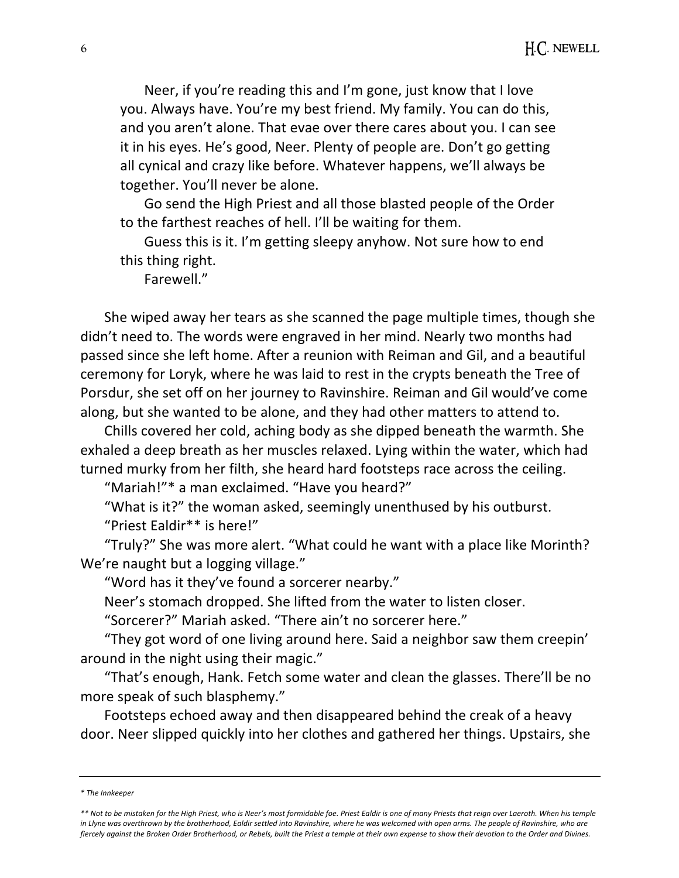Neer, if you're reading this and I'm gone, just know that I love you. Always have. You're my best friend. My family. You can do this, and you aren't alone. That evae over there cares about you. I can see it in his eyes. He's good, Neer. Plenty of people are. Don't go getting all cynical and crazy like before. Whatever happens, we'll always be together. You'll never be alone.

Go send the High Priest and all those blasted people of the Order to the farthest reaches of hell. I'll be waiting for them.

Guess this is it. I'm getting sleepy anyhow. Not sure how to end this thing right.

Farewell."

She wiped away her tears as she scanned the page multiple times, though she didn't need to. The words were engraved in her mind. Nearly two months had passed since she left home. After a reunion with Reiman and Gil, and a beautiful ceremony for Loryk, where he was laid to rest in the crypts beneath the Tree of Porsdur, she set off on her journey to Ravinshire. Reiman and Gil would've come along, but she wanted to be alone, and they had other matters to attend to.

Chills covered her cold, aching body as she dipped beneath the warmth. She exhaled a deep breath as her muscles relaxed. Lying within the water, which had turned murky from her filth, she heard hard footsteps race across the ceiling.

"Mariah!"* a man exclaimed. "Have you heard?"

"What is it?" the woman asked, seemingly unenthused by his outburst.

"Priest Ealdir** is here!"

"Truly?" She was more alert. "What could he want with a place like Morinth? We're naught but a logging village."

"Word has it they've found a sorcerer nearby."

Neer's stomach dropped. She lifted from the water to listen closer.

"Sorcerer?" Mariah asked. "There ain't no sorcerer here."

"They got word of one living around here. Said a neighbor saw them creepin' around in the night using their magic."

"That's enough, Hank. Fetch some water and clean the glasses. There'll be no more speak of such blasphemy."

Footsteps echoed away and then disappeared behind the creak of a heavy door. Neer slipped quickly into her clothes and gathered her things. Upstairs, she

---

*\* The Innkeeper*

*\*\* Not to be mistaken for the High Priest, who is Neer's most formidable foe. Priest Ealdir is one of many Priests that reign over Laeroth. When his temple in Llyne was overthrown by the brotherhood, Ealdir settled into Ravinshire, where he was welcomed with open arms. The people of Ravinshire, who are fiercely against the Broken Order Brotherhood, or Rebels, built the Priest a temple at their own expense to show their devotion to the Order and Divines.*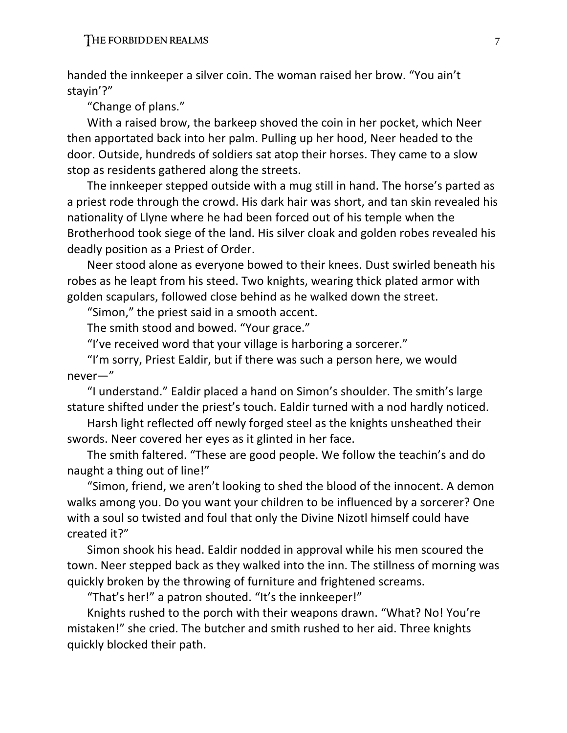handed the innkeeper a silver coin. The woman raised her brow. “You ain’t stayin’?”

“Change of plans.”

With a raised brow, the barkeep shoved the coin in her pocket, which Neer then apportated back into her palm. Pulling up her hood, Neer headed to the door. Outside, hundreds of soldiers sat atop their horses. They came to a slow stop as residents gathered along the streets.

The innkeeper stepped outside with a mug still in hand. The horse’s parted as a priest rode through the crowd. His dark hair was short, and tan skin revealed his nationality of Llyne where he had been forced out of his temple when the Brotherhood took siege of the land. His silver cloak and golden robes revealed his deadly position as a Priest of Order.

Neer stood alone as everyone bowed to their knees. Dust swirled beneath his robes as he leapt from his steed. Two knights, wearing thick plated armor with golden scapulars, followed close behind as he walked down the street.

“Simon,” the priest said in a smooth accent.

The smith stood and bowed. “Your grace.”

“I’ve received word that your village is harboring a sorcerer.”

“I’m sorry, Priest Ealdir, but if there was such a person here, we would never—”

“I understand.” Ealdir placed a hand on Simon’s shoulder. The smith’s large stature shifted under the priest’s touch. Ealdir turned with a nod hardly noticed.

Harsh light reflected off newly forged steel as the knights unsheathed their swords. Neer covered her eyes as it glinted in her face.

The smith faltered. “These are good people. We follow the teachin’s and do naught a thing out of line!”

“Simon, friend, we aren’t looking to shed the blood of the innocent. A demon walks among you. Do you want your children to be influenced by a sorcerer? One with a soul so twisted and foul that only the Divine Nizotl himself could have created it?”

Simon shook his head. Ealdir nodded in approval while his men scoured the town. Neer stepped back as they walked into the inn. The stillness of morning was quickly broken by the throwing of furniture and frightened screams.

“That’s her!” a patron shouted. “It’s the innkeeper!”

Knights rushed to the porch with their weapons drawn. “What? No! You’re mistaken!” she cried. The butcher and smith rushed to her aid. Three knights quickly blocked their path.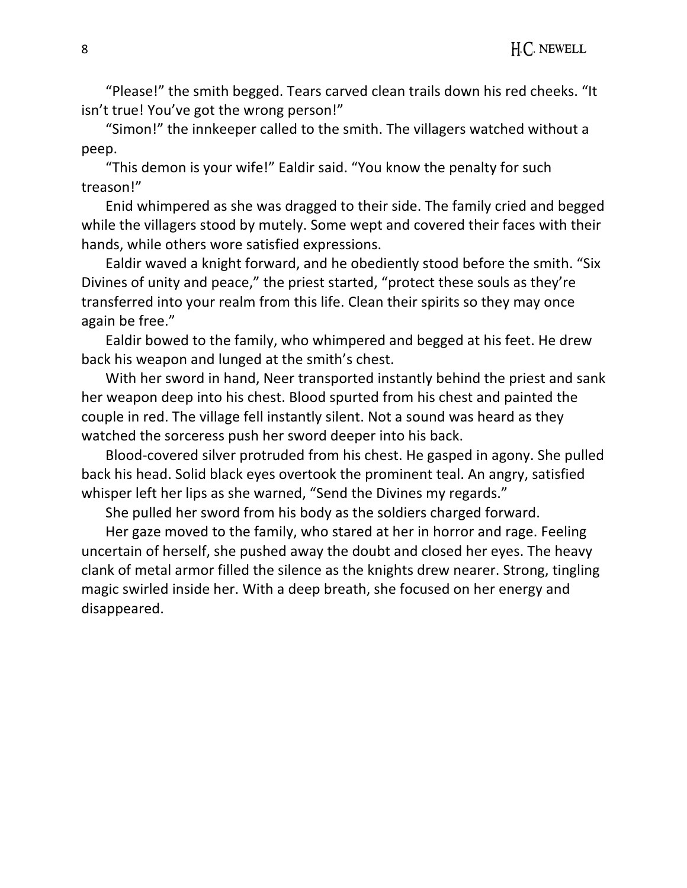"Please!" the smith begged. Tears carved clean trails down his red cheeks. "It isn't true! You've got the wrong person!"

"Simon!" the innkeeper called to the smith. The villagers watched without a peep.

"This demon is your wife!" Ealdir said. "You know the penalty for such treason!"

Enid whimpered as she was dragged to their side. The family cried and begged while the villagers stood by mutely. Some wept and covered their faces with their hands, while others wore satisfied expressions.

Ealdir waved a knight forward, and he obediently stood before the smith. "Six Divines of unity and peace," the priest started, "protect these souls as they're transferred into your realm from this life. Clean their spirits so they may once again be free."

Ealdir bowed to the family, who whimpered and begged at his feet. He drew back his weapon and lunged at the smith's chest.

With her sword in hand, Neer transported instantly behind the priest and sank her weapon deep into his chest. Blood spurted from his chest and painted the couple in red. The village fell instantly silent. Not a sound was heard as they watched the sorceress push her sword deeper into his back.

Blood-covered silver protruded from his chest. He gasped in agony. She pulled back his head. Solid black eyes overtook the prominent teal. An angry, satisfied whisper left her lips as she warned, "Send the Divines my regards."

She pulled her sword from his body as the soldiers charged forward.

Her gaze moved to the family, who stared at her in horror and rage. Feeling uncertain of herself, she pushed away the doubt and closed her eyes. The heavy clank of metal armor filled the silence as the knights drew nearer. Strong, tingling magic swirled inside her. With a deep breath, she focused on her energy and disappeared.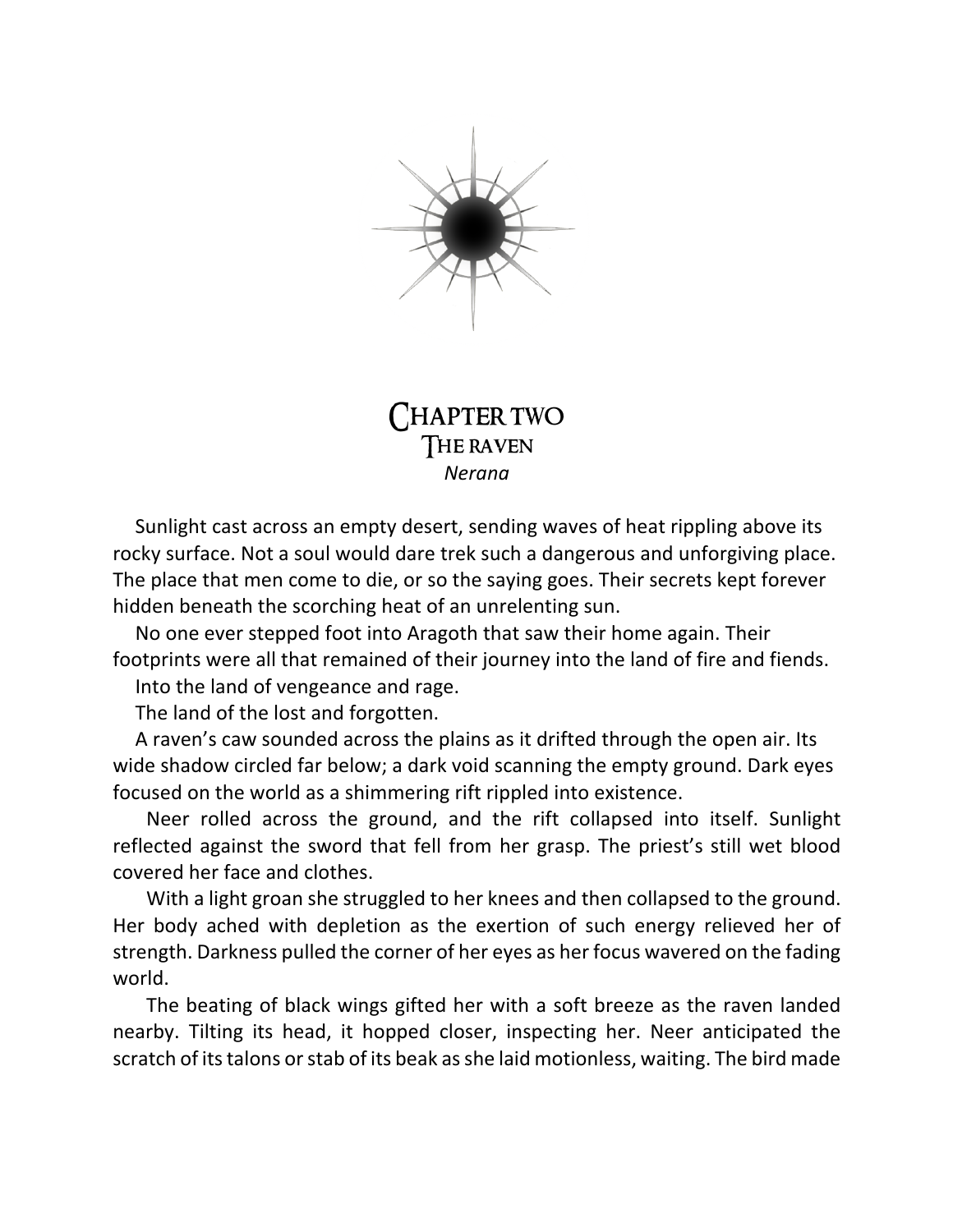# Chapter two
## The raven
*Nerana*

Sunlight cast across an empty desert, sending waves of heat rippling above its rocky surface. Not a soul would dare trek such a dangerous and unforgiving place. The place that men come to die, or so the saying goes. Their secrets kept forever hidden beneath the scorching heat of an unrelenting sun.

No one ever stepped foot into Aragoth that saw their home again. Their footprints were all that remained of their journey into the land of fire and fiends.

Into the land of vengeance and rage.

The land of the lost and forgotten.

A raven's caw sounded across the plains as it drifted through the open air. Its wide shadow circled far below; a dark void scanning the empty ground. Dark eyes focused on the world as a shimmering rift rippled into existence.

Neer rolled across the ground, and the rift collapsed into itself. Sunlight reflected against the sword that fell from her grasp. The priest's still wet blood covered her face and clothes.

With a light groan she struggled to her knees and then collapsed to the ground. Her body ached with depletion as the exertion of such energy relieved her of strength. Darkness pulled the corner of her eyes as her focus wavered on the fading world.

The beating of black wings gifted her with a soft breeze as the raven landed nearby. Tilting its head, it hopped closer, inspecting her. Neer anticipated the scratch of its talons or stab of its beak as she laid motionless, waiting. The bird made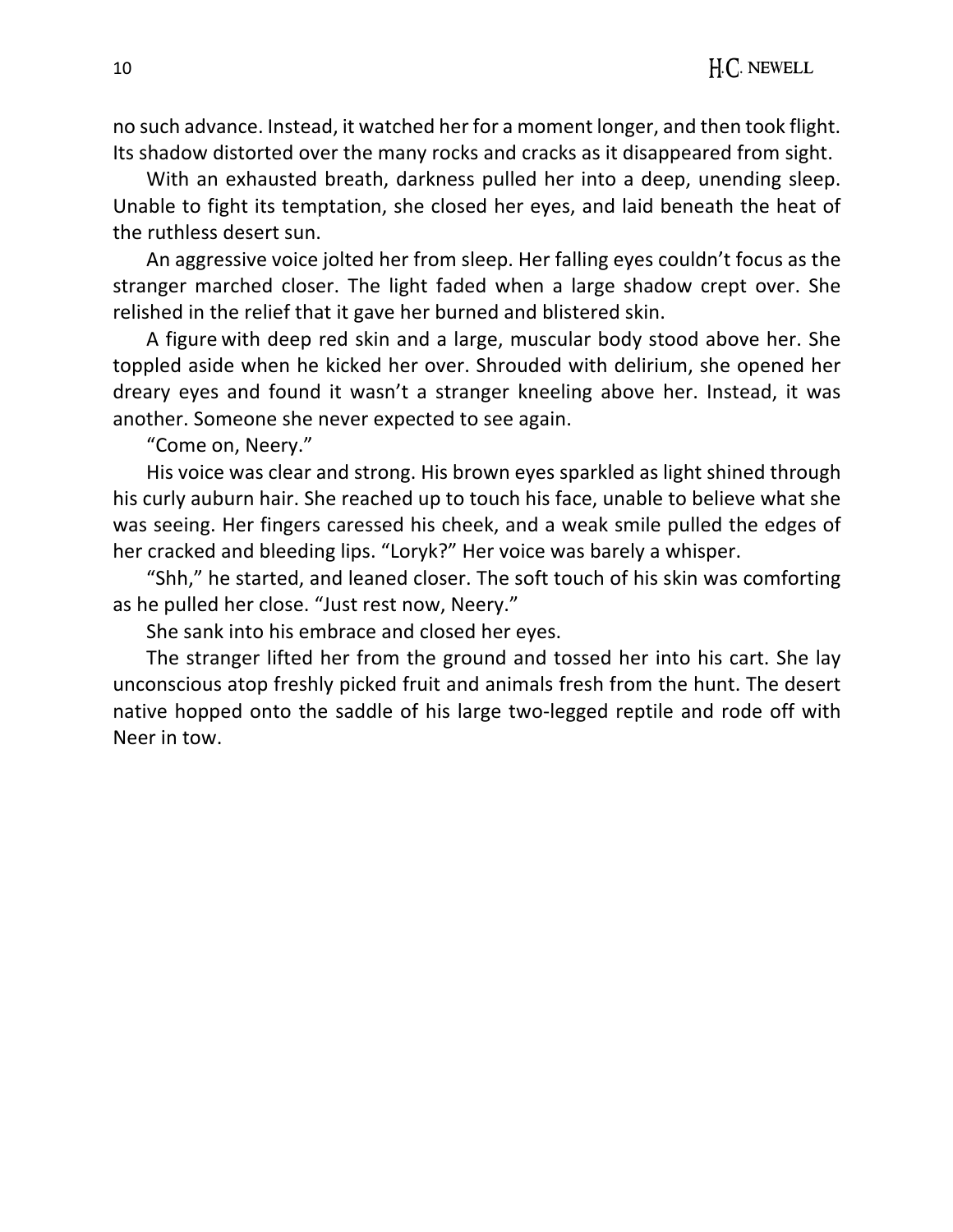no such advance. Instead, it watched her for a moment longer, and then took flight. Its shadow distorted over the many rocks and cracks as it disappeared from sight.

With an exhausted breath, darkness pulled her into a deep, unending sleep. Unable to fight its temptation, she closed her eyes, and laid beneath the heat of the ruthless desert sun.

An aggressive voice jolted her from sleep. Her falling eyes couldn't focus as the stranger marched closer. The light faded when a large shadow crept over. She relished in the relief that it gave her burned and blistered skin.

A figure with deep red skin and a large, muscular body stood above her. She toppled aside when he kicked her over. Shrouded with delirium, she opened her dreary eyes and found it wasn't a stranger kneeling above her. Instead, it was another. Someone she never expected to see again.

"Come on, Neery."

His voice was clear and strong. His brown eyes sparkled as light shined through his curly auburn hair. She reached up to touch his face, unable to believe what she was seeing. Her fingers caressed his cheek, and a weak smile pulled the edges of her cracked and bleeding lips. "Loryk?" Her voice was barely a whisper.

"Shh," he started, and leaned closer. The soft touch of his skin was comforting as he pulled her close. "Just rest now, Neery."

She sank into his embrace and closed her eyes.

The stranger lifted her from the ground and tossed her into his cart. She lay unconscious atop freshly picked fruit and animals fresh from the hunt. The desert native hopped onto the saddle of his large two-legged reptile and rode off with Neer in tow.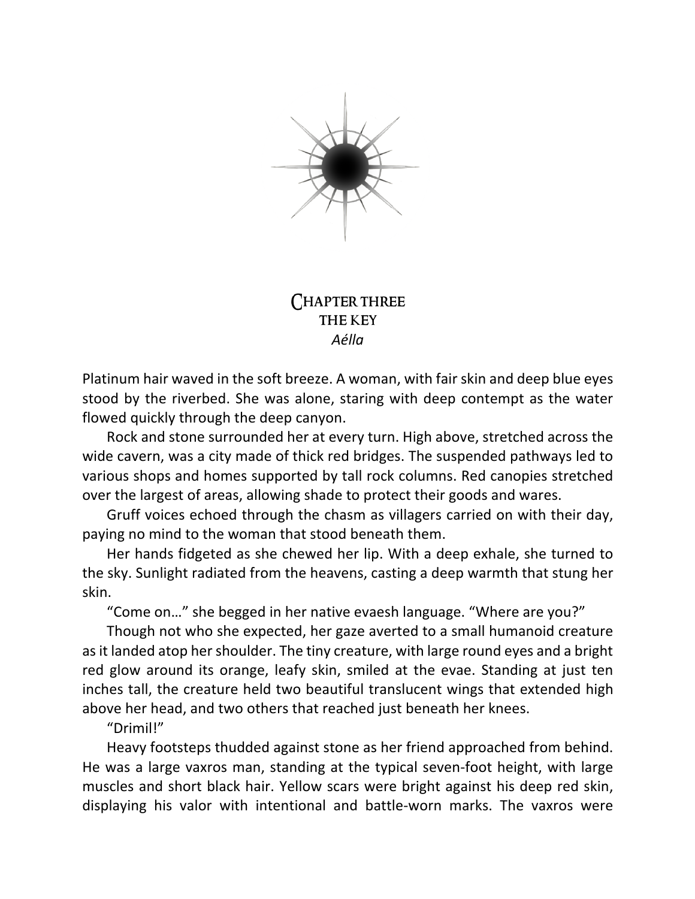# CHAPTER THREE
## THE KEY
### *Aélla*

Platinum hair waved in the soft breeze. A woman, with fair skin and deep blue eyes stood by the riverbed. She was alone, staring with deep contempt as the water flowed quickly through the deep canyon.

Rock and stone surrounded her at every turn. High above, stretched across the wide cavern, was a city made of thick red bridges. The suspended pathways led to various shops and homes supported by tall rock columns. Red canopies stretched over the largest of areas, allowing shade to protect their goods and wares.

Gruff voices echoed through the chasm as villagers carried on with their day, paying no mind to the woman that stood beneath them.

Her hands fidgeted as she chewed her lip. With a deep exhale, she turned to the sky. Sunlight radiated from the heavens, casting a deep warmth that stung her skin.

"Come on…" she begged in her native evaesh language. "Where are you?"

Though not who she expected, her gaze averted to a small humanoid creature as it landed atop her shoulder. The tiny creature, with large round eyes and a bright red glow around its orange, leafy skin, smiled at the evae. Standing at just ten inches tall, the creature held two beautiful translucent wings that extended high above her head, and two others that reached just beneath her knees.

"Drimil!"

Heavy footsteps thudded against stone as her friend approached from behind. He was a large vaxros man, standing at the typical seven-foot height, with large muscles and short black hair. Yellow scars were bright against his deep red skin, displaying his valor with intentional and battle-worn marks. The vaxros were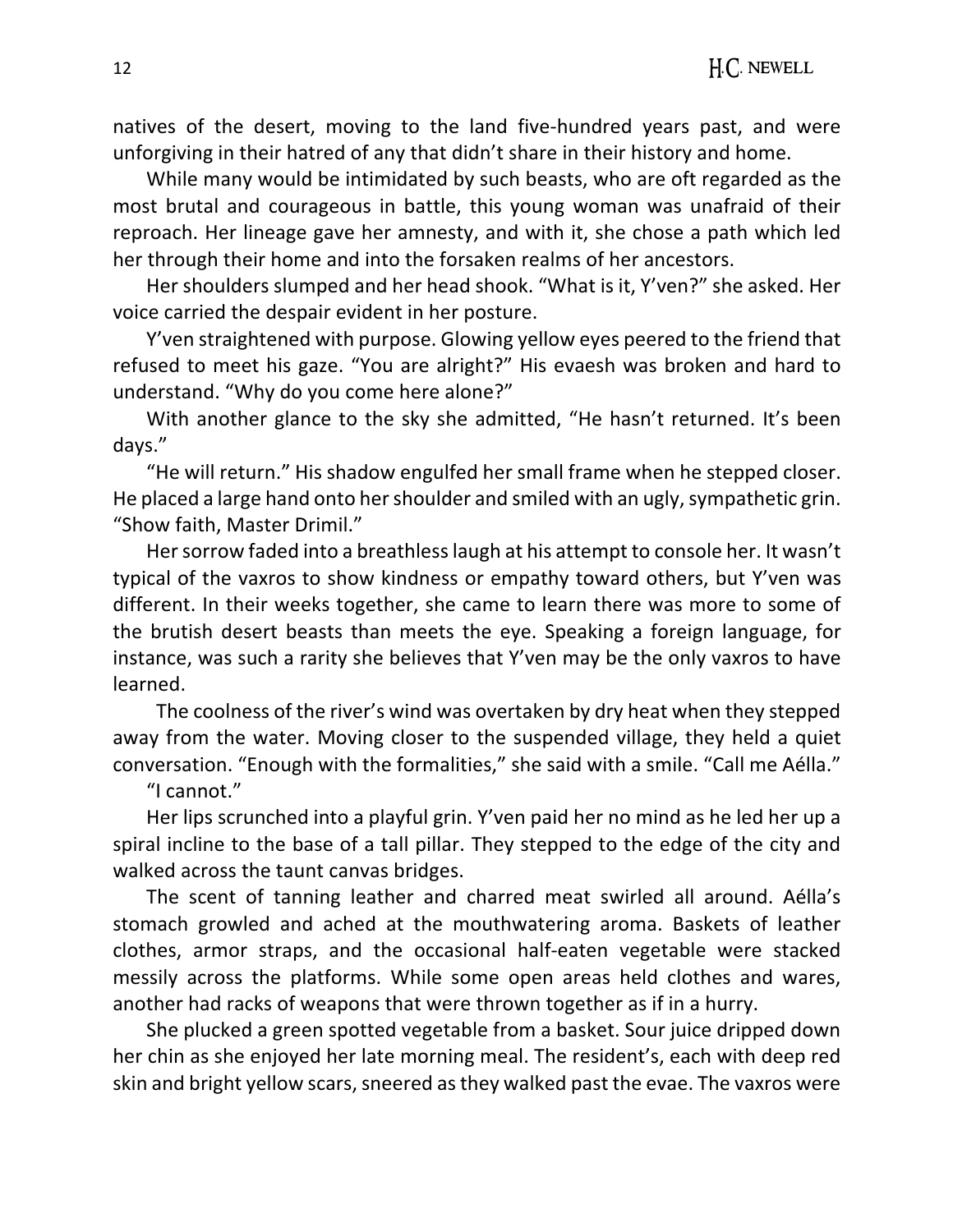natives of the desert, moving to the land five-hundred years past, and were unforgiving in their hatred of any that didn't share in their history and home.

While many would be intimidated by such beasts, who are oft regarded as the most brutal and courageous in battle, this young woman was unafraid of their reproach. Her lineage gave her amnesty, and with it, she chose a path which led her through their home and into the forsaken realms of her ancestors.

Her shoulders slumped and her head shook. "What is it, Y'ven?" she asked. Her voice carried the despair evident in her posture.

Y'ven straightened with purpose. Glowing yellow eyes peered to the friend that refused to meet his gaze. "You are alright?" His evaesh was broken and hard to understand. "Why do you come here alone?"

With another glance to the sky she admitted, "He hasn't returned. It's been days."

"He will return." His shadow engulfed her small frame when he stepped closer. He placed a large hand onto her shoulder and smiled with an ugly, sympathetic grin. "Show faith, Master Drimil."

Her sorrow faded into a breathless laugh at his attempt to console her. It wasn't typical of the vaxros to show kindness or empathy toward others, but Y'ven was different. In their weeks together, she came to learn there was more to some of the brutish desert beasts than meets the eye. Speaking a foreign language, for instance, was such a rarity she believes that Y'ven may be the only vaxros to have learned.

The coolness of the river's wind was overtaken by dry heat when they stepped away from the water. Moving closer to the suspended village, they held a quiet conversation. "Enough with the formalities," she said with a smile. "Call me Aélla."

"I cannot."

Her lips scrunched into a playful grin. Y'ven paid her no mind as he led her up a spiral incline to the base of a tall pillar. They stepped to the edge of the city and walked across the taunt canvas bridges.

The scent of tanning leather and charred meat swirled all around. Aélla's stomach growled and ached at the mouthwatering aroma. Baskets of leather clothes, armor straps, and the occasional half-eaten vegetable were stacked messily across the platforms. While some open areas held clothes and wares, another had racks of weapons that were thrown together as if in a hurry.

She plucked a green spotted vegetable from a basket. Sour juice dripped down her chin as she enjoyed her late morning meal. The resident's, each with deep red skin and bright yellow scars, sneered as they walked past the evae. The vaxros were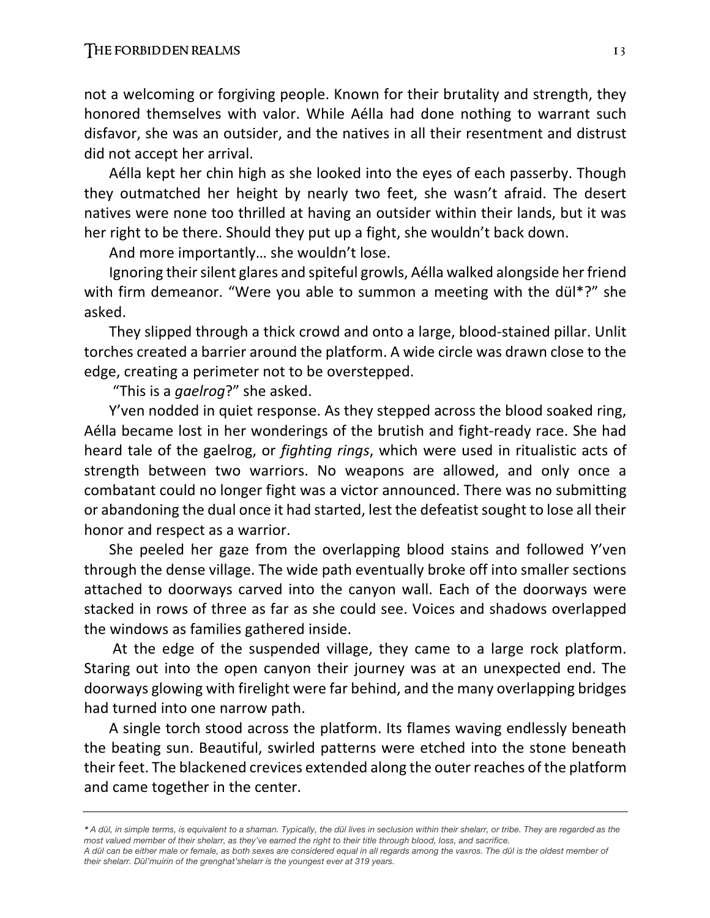not a welcoming or forgiving people. Known for their brutality and strength, they honored themselves with valor. While Aélla had done nothing to warrant such disfavor, she was an outsider, and the natives in all their resentment and distrust did not accept her arrival.

Aélla kept her chin high as she looked into the eyes of each passerby. Though they outmatched her height by nearly two feet, she wasn't afraid. The desert natives were none too thrilled at having an outsider within their lands, but it was her right to be there. Should they put up a fight, she wouldn't back down.

And more importantly… she wouldn't lose.

Ignoring their silent glares and spiteful growls, Aélla walked alongside her friend with firm demeanor. "Were you able to summon a meeting with the dül*?" she asked.

They slipped through a thick crowd and onto a large, blood-stained pillar. Unlit torches created a barrier around the platform. A wide circle was drawn close to the edge, creating a perimeter not to be overstepped.

"This is a *gaelrog*?" she asked.

Y'ven nodded in quiet response. As they stepped across the blood soaked ring, Aélla became lost in her wonderings of the brutish and fight-ready race. She had heard tale of the gaelrog, or *fighting rings*, which were used in ritualistic acts of strength between two warriors. No weapons are allowed, and only once a combatant could no longer fight was a victor announced. There was no submitting or abandoning the dual once it had started, lest the defeatist sought to lose all their honor and respect as a warrior.

She peeled her gaze from the overlapping blood stains and followed Y'ven through the dense village. The wide path eventually broke off into smaller sections attached to doorways carved into the canyon wall. Each of the doorways were stacked in rows of three as far as she could see. Voices and shadows overlapped the windows as families gathered inside.

At the edge of the suspended village, they came to a large rock platform. Staring out into the open canyon their journey was at an unexpected end. The doorways glowing with firelight were far behind, and the many overlapping bridges had turned into one narrow path.

A single torch stood across the platform. Its flames waving endlessly beneath the beating sun. Beautiful, swirled patterns were etched into the stone beneath their feet. The blackened crevices extended along the outer reaches of the platform and came together in the center.

---

*\* A dül, in simple terms, is equivalent to a shaman. Typically, the dül lives in seclusion within their shelarr, or tribe. They are regarded as the most valued member of their shelarr, as they've earned the right to their title through blood, loss, and sacrifice.*
*A dül can be either male or female, as both sexes are considered equal in all regards among the vaxros. The dül is the oldest member of their shelarr. Dül'muirin of the grenghat'shelarr is the youngest ever at 319 years.*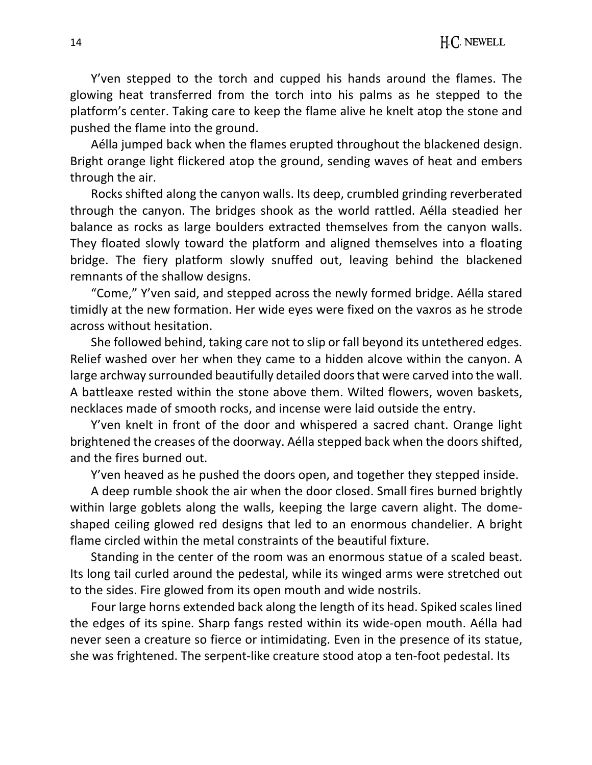Y'ven stepped to the torch and cupped his hands around the flames. The glowing heat transferred from the torch into his palms as he stepped to the platform's center. Taking care to keep the flame alive he knelt atop the stone and pushed the flame into the ground.

Aélla jumped back when the flames erupted throughout the blackened design. Bright orange light flickered atop the ground, sending waves of heat and embers through the air.

Rocks shifted along the canyon walls. Its deep, crumbled grinding reverberated through the canyon. The bridges shook as the world rattled. Aélla steadied her balance as rocks as large boulders extracted themselves from the canyon walls. They floated slowly toward the platform and aligned themselves into a floating bridge. The fiery platform slowly snuffed out, leaving behind the blackened remnants of the shallow designs.

"Come," Y'ven said, and stepped across the newly formed bridge. Aélla stared timidly at the new formation. Her wide eyes were fixed on the vaxros as he strode across without hesitation.

She followed behind, taking care not to slip or fall beyond its untethered edges. Relief washed over her when they came to a hidden alcove within the canyon. A large archway surrounded beautifully detailed doors that were carved into the wall. A battleaxe rested within the stone above them. Wilted flowers, woven baskets, necklaces made of smooth rocks, and incense were laid outside the entry.

Y'ven knelt in front of the door and whispered a sacred chant. Orange light brightened the creases of the doorway. Aélla stepped back when the doors shifted, and the fires burned out.

Y'ven heaved as he pushed the doors open, and together they stepped inside.

A deep rumble shook the air when the door closed. Small fires burned brightly within large goblets along the walls, keeping the large cavern alight. The dome-shaped ceiling glowed red designs that led to an enormous chandelier. A bright flame circled within the metal constraints of the beautiful fixture.

Standing in the center of the room was an enormous statue of a scaled beast. Its long tail curled around the pedestal, while its winged arms were stretched out to the sides. Fire glowed from its open mouth and wide nostrils.

Four large horns extended back along the length of its head. Spiked scales lined the edges of its spine. Sharp fangs rested within its wide-open mouth. Aélla had never seen a creature so fierce or intimidating. Even in the presence of its statue, she was frightened. The serpent-like creature stood atop a ten-foot pedestal. Its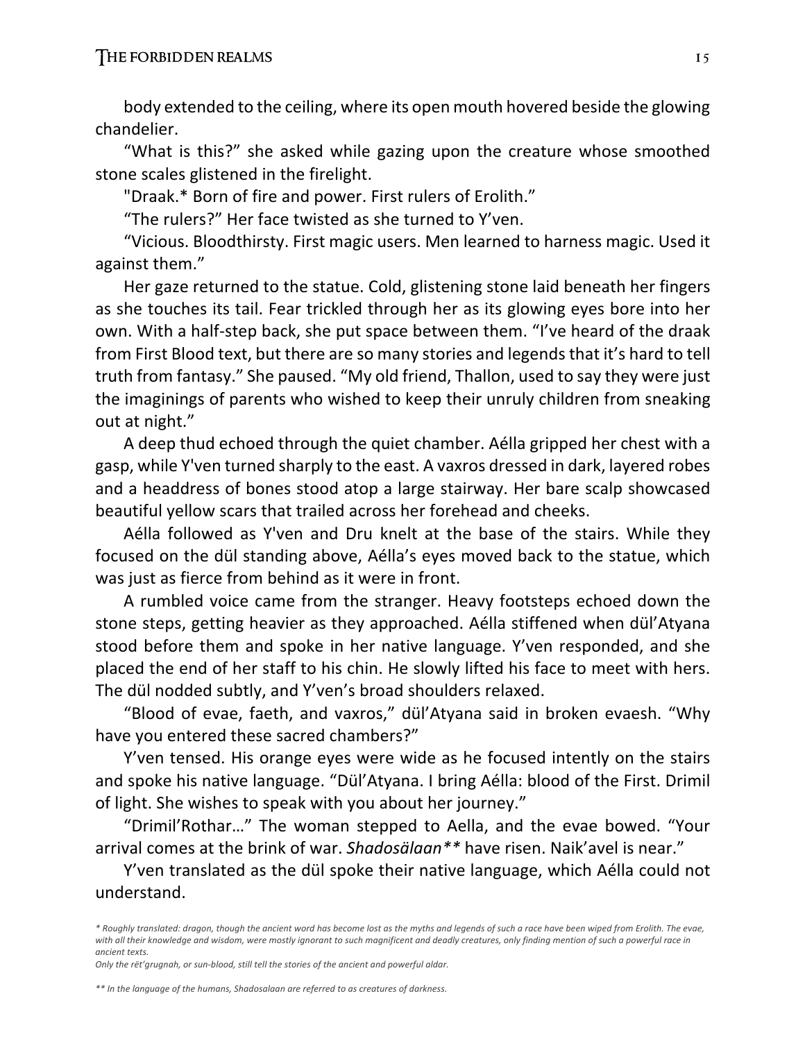body extended to the ceiling, where its open mouth hovered beside the glowing chandelier.

"What is this?" she asked while gazing upon the creature whose smoothed stone scales glistened in the firelight.

"Draak.* Born of fire and power. First rulers of Erolith."

"The rulers?" Her face twisted as she turned to Y'ven.

"Vicious. Bloodthirsty. First magic users. Men learned to harness magic. Used it against them."

Her gaze returned to the statue. Cold, glistening stone laid beneath her fingers as she touches its tail. Fear trickled through her as its glowing eyes bore into her own. With a half-step back, she put space between them. "I've heard of the draak from First Blood text, but there are so many stories and legends that it's hard to tell truth from fantasy." She paused. "My old friend, Thallon, used to say they were just the imaginings of parents who wished to keep their unruly children from sneaking out at night."

A deep thud echoed through the quiet chamber. Aélla gripped her chest with a gasp, while Y'ven turned sharply to the east. A vaxros dressed in dark, layered robes and a headdress of bones stood atop a large stairway. Her bare scalp showcased beautiful yellow scars that trailed across her forehead and cheeks.

Aélla followed as Y'ven and Dru knelt at the base of the stairs. While they focused on the dül standing above, Aélla's eyes moved back to the statue, which was just as fierce from behind as it were in front.

A rumbled voice came from the stranger. Heavy footsteps echoed down the stone steps, getting heavier as they approached. Aélla stiffened when dül'Atyana stood before them and spoke in her native language. Y'ven responded, and she placed the end of her staff to his chin. He slowly lifted his face to meet with hers. The dül nodded subtly, and Y'ven's broad shoulders relaxed.

"Blood of evae, faeth, and vaxros," dül'Atyana said in broken evaesh. "Why have you entered these sacred chambers?"

Y'ven tensed. His orange eyes were wide as he focused intently on the stairs and spoke his native language. "Dül'Atyana. I bring Aélla: blood of the First. Drimil of light. She wishes to speak with you about her journey."

"Drimil'Rothar…" The woman stepped to Aella, and the evae bowed. "Your arrival comes at the brink of war. *Shadosälaan*** have risen. Naik'avel is near."

Y'ven translated as the dül spoke their native language, which Aélla could not understand.

*\* Roughly translated: dragon, though the ancient word has become lost as the myths and legends of such a race have been wiped from Erolith. The evae, with all their knowledge and wisdom, were mostly ignorant to such magnificent and deadly creatures, only finding mention of such a powerful race in ancient texts.*
*Only the rēt'grugnah, or sun-blood, still tell the stories of the ancient and powerful aldar.*

*\*\* In the language of the humans, Shadosalaan are referred to as creatures of darkness.*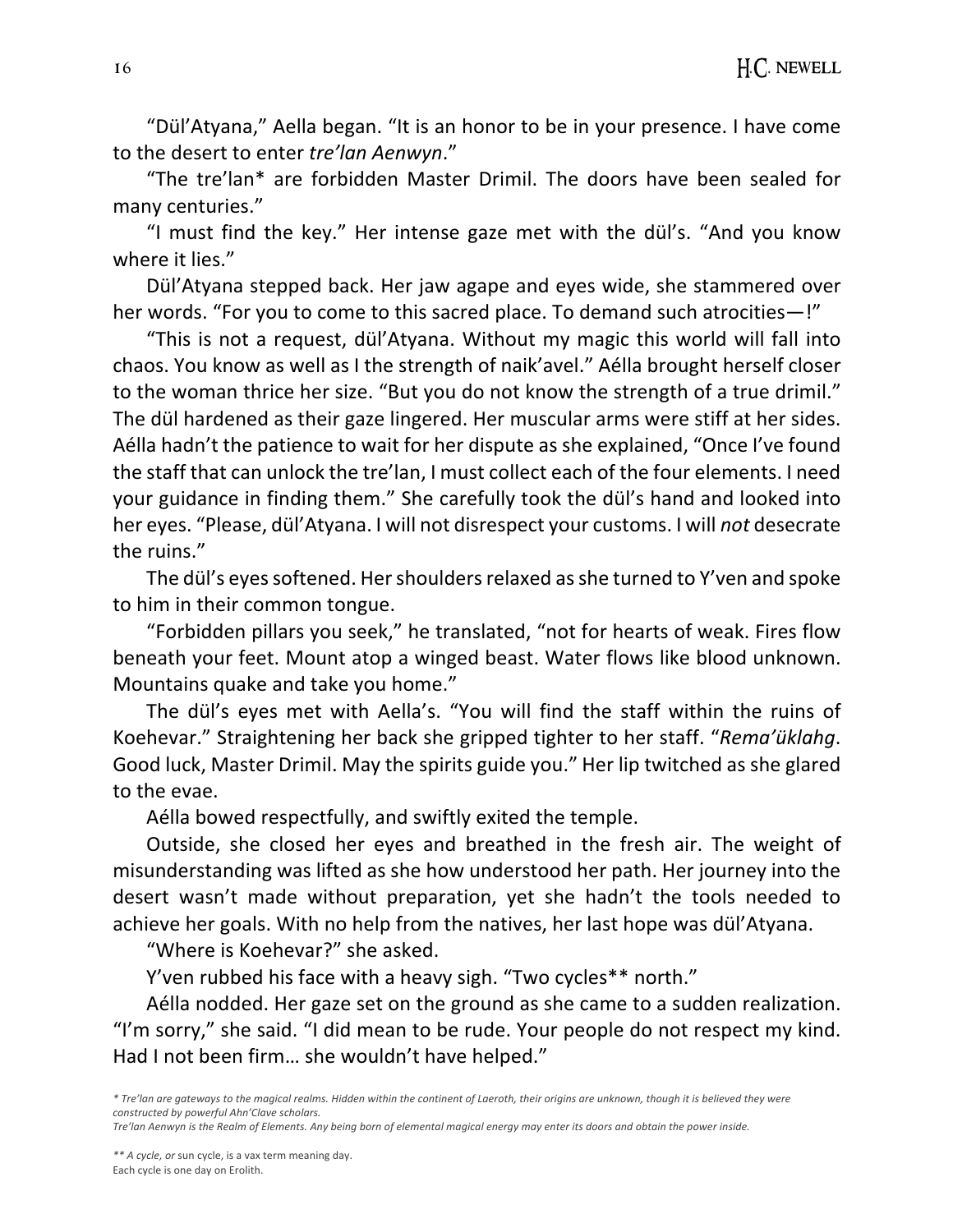"Dül'Atyana," Aella began. "It is an honor to be in your presence. I have come to the desert to enter *tre'lan Aenwyn*."

"The tre'lan* are forbidden Master Drimil. The doors have been sealed for many centuries."

"I must find the key." Her intense gaze met with the dül's. "And you know where it lies."

Dül'Atyana stepped back. Her jaw agape and eyes wide, she stammered over her words. "For you to come to this sacred place. To demand such atrocities—!"

"This is not a request, dül'Atyana. Without my magic this world will fall into chaos. You know as well as I the strength of naik'avel." Aélla brought herself closer to the woman thrice her size. "But you do not know the strength of a true drimil." The dül hardened as their gaze lingered. Her muscular arms were stiff at her sides. Aélla hadn't the patience to wait for her dispute as she explained, "Once I've found the staff that can unlock the tre'lan, I must collect each of the four elements. I need your guidance in finding them." She carefully took the dül's hand and looked into her eyes. "Please, dül'Atyana. I will not disrespect your customs. I will *not* desecrate the ruins."

The dül's eyes softened. Her shoulders relaxed as she turned to Y'ven and spoke to him in their common tongue.

"Forbidden pillars you seek," he translated, "not for hearts of weak. Fires flow beneath your feet. Mount atop a winged beast. Water flows like blood unknown. Mountains quake and take you home."

The dül's eyes met with Aella's. "You will find the staff within the ruins of Koehevar." Straightening her back she gripped tighter to her staff. "*Rema'üklahg*. Good luck, Master Drimil. May the spirits guide you." Her lip twitched as she glared to the evae.

Aélla bowed respectfully, and swiftly exited the temple.

Outside, she closed her eyes and breathed in the fresh air. The weight of misunderstanding was lifted as she how understood her path. Her journey into the desert wasn't made without preparation, yet she hadn't the tools needed to achieve her goals. With no help from the natives, her last hope was dül'Atyana.

"Where is Koehevar?" she asked.

Y'ven rubbed his face with a heavy sigh. "Two cycles** north."

Aélla nodded. Her gaze set on the ground as she came to a sudden realization. "I'm sorry," she said. "I did mean to be rude. Your people do not respect my kind. Had I not been firm… she wouldn't have helped."

---

*\* Tre'lan are gateways to the magical realms. Hidden within the continent of Laeroth, their origins are unknown, though it is believed they were constructed by powerful Ahn'Clave scholars.*
*Tre'lan Aenwyn is the Realm of Elements. Any being born of elemental magical energy may enter its doors and obtain the power inside.*

*\*\* A cycle, or* sun cycle, is a vax term meaning day.
Each cycle is one day on Erolith.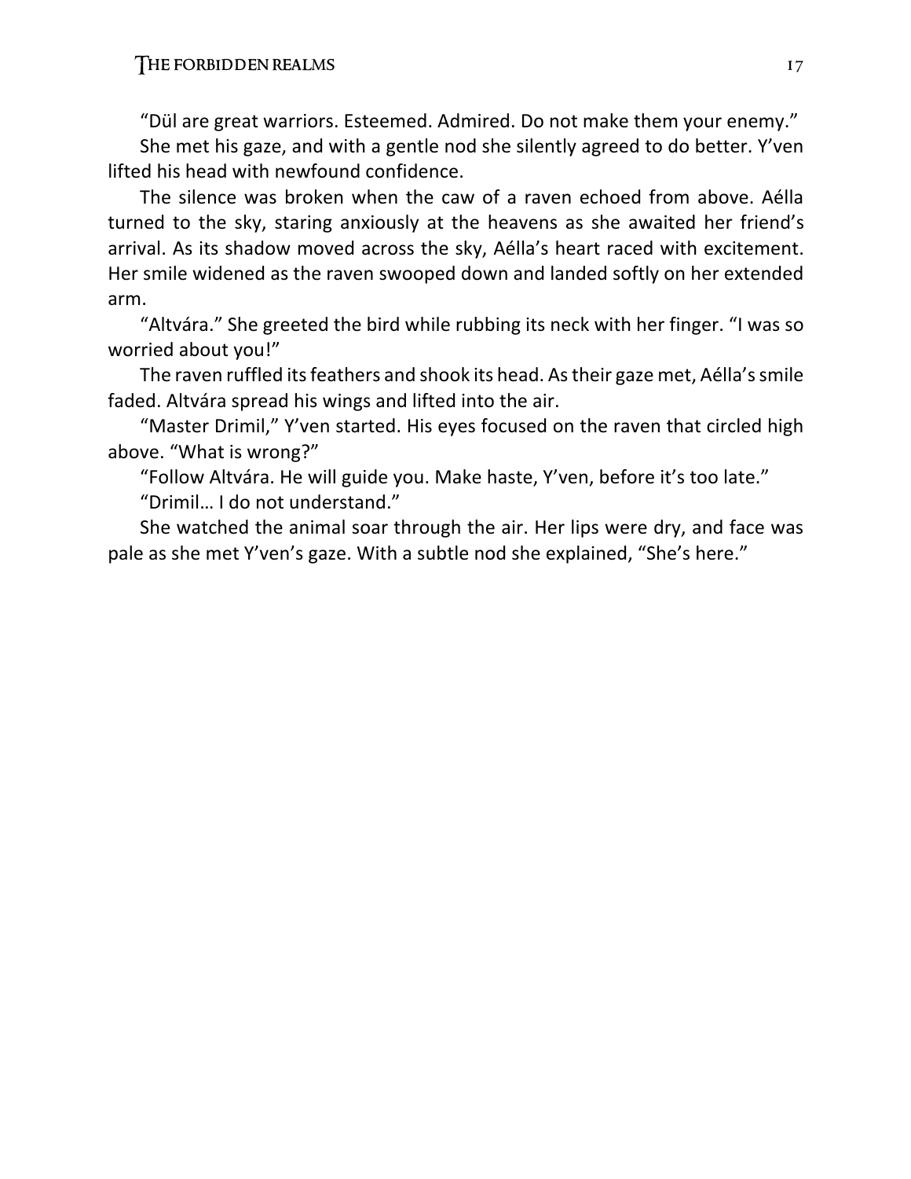"Dül are great warriors. Esteemed. Admired. Do not make them your enemy."

She met his gaze, and with a gentle nod she silently agreed to do better. Y'ven lifted his head with newfound confidence.

The silence was broken when the caw of a raven echoed from above. Aélla turned to the sky, staring anxiously at the heavens as she awaited her friend's arrival. As its shadow moved across the sky, Aélla's heart raced with excitement. Her smile widened as the raven swooped down and landed softly on her extended arm.

"Altvára." She greeted the bird while rubbing its neck with her finger. "I was so worried about you!"

The raven ruffled its feathers and shook its head. As their gaze met, Aélla's smile faded. Altvára spread his wings and lifted into the air.

"Master Drimil," Y'ven started. His eyes focused on the raven that circled high above. "What is wrong?"

"Follow Altvára. He will guide you. Make haste, Y'ven, before it's too late."

"Drimil… I do not understand."

She watched the animal soar through the air. Her lips were dry, and face was pale as she met Y'ven's gaze. With a subtle nod she explained, "She's here."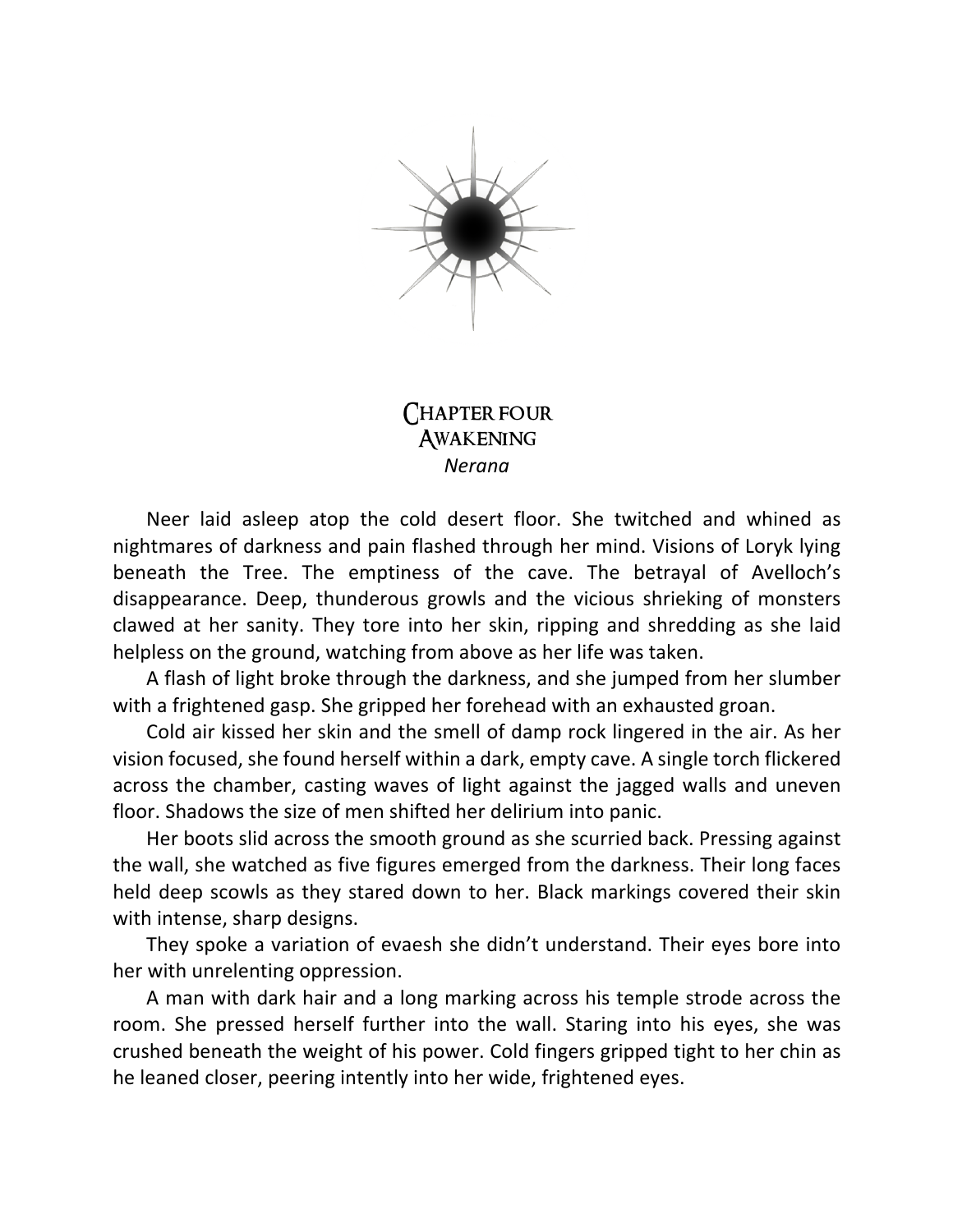# Chapter four
## Awakening
*Nerana*

Neer laid asleep atop the cold desert floor. She twitched and whined as nightmares of darkness and pain flashed through her mind. Visions of Loryk lying beneath the Tree. The emptiness of the cave. The betrayal of Avelloch's disappearance. Deep, thunderous growls and the vicious shrieking of monsters clawed at her sanity. They tore into her skin, ripping and shredding as she laid helpless on the ground, watching from above as her life was taken.

A flash of light broke through the darkness, and she jumped from her slumber with a frightened gasp. She gripped her forehead with an exhausted groan.

Cold air kissed her skin and the smell of damp rock lingered in the air. As her vision focused, she found herself within a dark, empty cave. A single torch flickered across the chamber, casting waves of light against the jagged walls and uneven floor. Shadows the size of men shifted her delirium into panic.

Her boots slid across the smooth ground as she scurried back. Pressing against the wall, she watched as five figures emerged from the darkness. Their long faces held deep scowls as they stared down to her. Black markings covered their skin with intense, sharp designs.

They spoke a variation of evaesh she didn't understand. Their eyes bore into her with unrelenting oppression.

A man with dark hair and a long marking across his temple strode across the room. She pressed herself further into the wall. Staring into his eyes, she was crushed beneath the weight of his power. Cold fingers gripped tight to her chin as he leaned closer, peering intently into her wide, frightened eyes.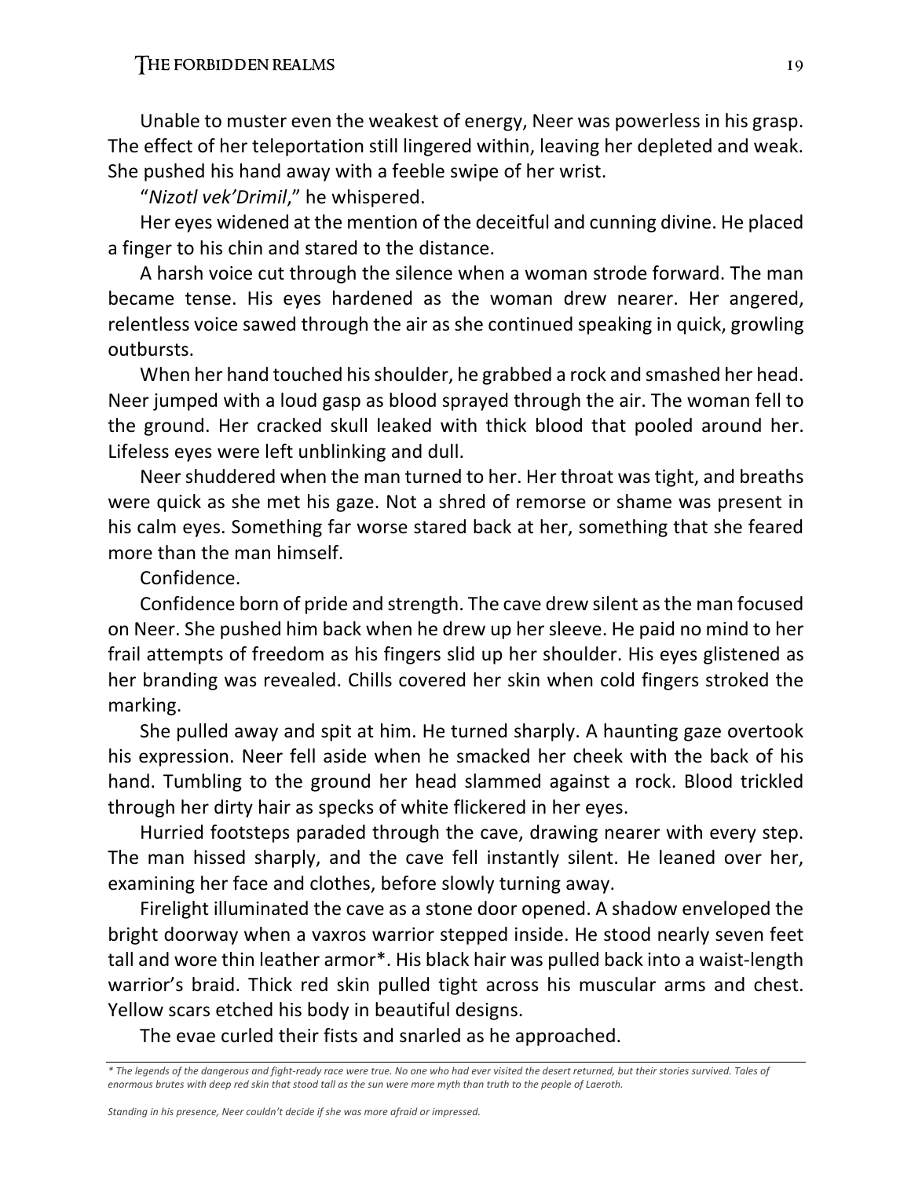Unable to muster even the weakest of energy, Neer was powerless in his grasp. The effect of her teleportation still lingered within, leaving her depleted and weak. She pushed his hand away with a feeble swipe of her wrist.

"*Nizotl vek'Drimil*," he whispered.

Her eyes widened at the mention of the deceitful and cunning divine. He placed a finger to his chin and stared to the distance.

A harsh voice cut through the silence when a woman strode forward. The man became tense. His eyes hardened as the woman drew nearer. Her angered, relentless voice sawed through the air as she continued speaking in quick, growling outbursts.

When her hand touched his shoulder, he grabbed a rock and smashed her head. Neer jumped with a loud gasp as blood sprayed through the air. The woman fell to the ground. Her cracked skull leaked with thick blood that pooled around her. Lifeless eyes were left unblinking and dull.

Neer shuddered when the man turned to her. Her throat was tight, and breaths were quick as she met his gaze. Not a shred of remorse or shame was present in his calm eyes. Something far worse stared back at her, something that she feared more than the man himself.

Confidence.

Confidence born of pride and strength. The cave drew silent as the man focused on Neer. She pushed him back when he drew up her sleeve. He paid no mind to her frail attempts of freedom as his fingers slid up her shoulder. His eyes glistened as her branding was revealed. Chills covered her skin when cold fingers stroked the marking.

She pulled away and spit at him. He turned sharply. A haunting gaze overtook his expression. Neer fell aside when he smacked her cheek with the back of his hand. Tumbling to the ground her head slammed against a rock. Blood trickled through her dirty hair as specks of white flickered in her eyes.

Hurried footsteps paraded through the cave, drawing nearer with every step. The man hissed sharply, and the cave fell instantly silent. He leaned over her, examining her face and clothes, before slowly turning away.

Firelight illuminated the cave as a stone door opened. A shadow enveloped the bright doorway when a vaxros warrior stepped inside. He stood nearly seven feet tall and wore thin leather armor*. His black hair was pulled back into a waist-length warrior's braid. Thick red skin pulled tight across his muscular arms and chest. Yellow scars etched his body in beautiful designs.

The evae curled their fists and snarled as he approached.

---

*\* The legends of the dangerous and fight-ready race were true. No one who had ever visited the desert returned, but their stories survived. Tales of enormous brutes with deep red skin that stood tall as the sun were more myth than truth to the people of Laeroth.*

*Standing in his presence, Neer couldn't decide if she was more afraid or impressed.*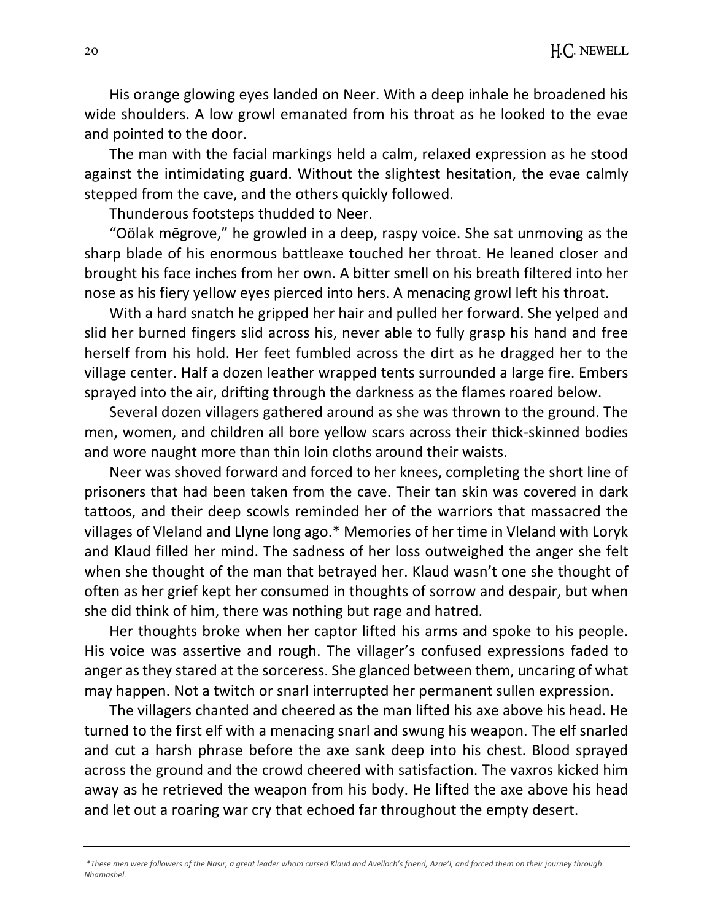His orange glowing eyes landed on Neer. With a deep inhale he broadened his wide shoulders. A low growl emanated from his throat as he looked to the evae and pointed to the door.

The man with the facial markings held a calm, relaxed expression as he stood against the intimidating guard. Without the slightest hesitation, the evae calmly stepped from the cave, and the others quickly followed.

Thunderous footsteps thudded to Neer.

"Oölak mēgrove," he growled in a deep, raspy voice. She sat unmoving as the sharp blade of his enormous battleaxe touched her throat. He leaned closer and brought his face inches from her own. A bitter smell on his breath filtered into her nose as his fiery yellow eyes pierced into hers. A menacing growl left his throat.

With a hard snatch he gripped her hair and pulled her forward. She yelped and slid her burned fingers slid across his, never able to fully grasp his hand and free herself from his hold. Her feet fumbled across the dirt as he dragged her to the village center. Half a dozen leather wrapped tents surrounded a large fire. Embers sprayed into the air, drifting through the darkness as the flames roared below.

Several dozen villagers gathered around as she was thrown to the ground. The men, women, and children all bore yellow scars across their thick-skinned bodies and wore naught more than thin loin cloths around their waists.

Neer was shoved forward and forced to her knees, completing the short line of prisoners that had been taken from the cave. Their tan skin was covered in dark tattoos, and their deep scowls reminded her of the warriors that massacred the villages of Vleland and Llyne long ago.* Memories of her time in Vleland with Loryk and Klaud filled her mind. The sadness of her loss outweighed the anger she felt when she thought of the man that betrayed her. Klaud wasn't one she thought of often as her grief kept her consumed in thoughts of sorrow and despair, but when she did think of him, there was nothing but rage and hatred.

Her thoughts broke when her captor lifted his arms and spoke to his people. His voice was assertive and rough. The villager's confused expressions faded to anger as they stared at the sorceress. She glanced between them, uncaring of what may happen. Not a twitch or snarl interrupted her permanent sullen expression.

The villagers chanted and cheered as the man lifted his axe above his head. He turned to the first elf with a menacing snarl and swung his weapon. The elf snarled and cut a harsh phrase before the axe sank deep into his chest. Blood sprayed across the ground and the crowd cheered with satisfaction. The vaxros kicked him away as he retrieved the weapon from his body. He lifted the axe above his head and let out a roaring war cry that echoed far throughout the empty desert.

---

*These men were followers of the Nasir, a great leader whom cursed Klaud and Avelloch's friend, Azae'l, and forced them on their journey through Nhamashel.*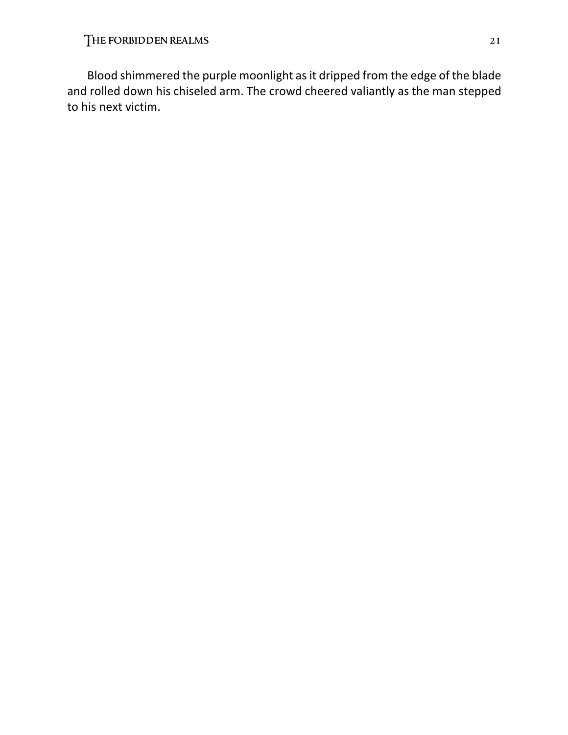Blood shimmered the purple moonlight as it dripped from the edge of the blade and rolled down his chiseled arm. The crowd cheered valiantly as the man stepped to his next victim.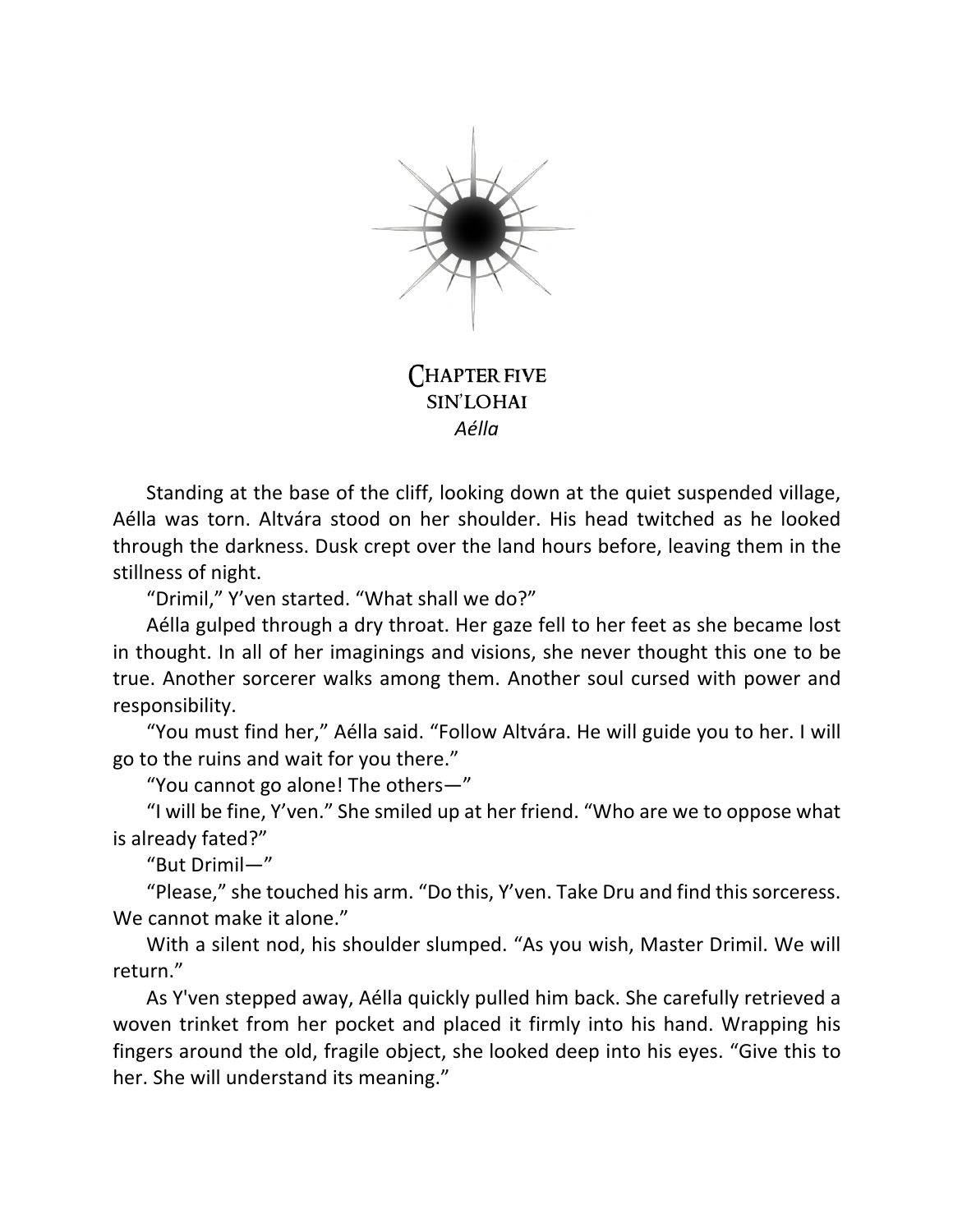# Chapter Five
## Sin'lohai
*Aélla*

Standing at the base of the cliff, looking down at the quiet suspended village, Aélla was torn. Altvára stood on her shoulder. His head twitched as he looked through the darkness. Dusk crept over the land hours before, leaving them in the stillness of night.

"Drimil," Y'ven started. "What shall we do?"

Aélla gulped through a dry throat. Her gaze fell to her feet as she became lost in thought. In all of her imaginings and visions, she never thought this one to be true. Another sorcerer walks among them. Another soul cursed with power and responsibility.

"You must find her," Aélla said. "Follow Altvára. He will guide you to her. I will go to the ruins and wait for you there."

"You cannot go alone! The others—"

"I will be fine, Y'ven." She smiled up at her friend. "Who are we to oppose what is already fated?"

"But Drimil—"

"Please," she touched his arm. "Do this, Y'ven. Take Dru and find this sorceress. We cannot make it alone."

With a silent nod, his shoulder slumped. "As you wish, Master Drimil. We will return."

As Y'ven stepped away, Aélla quickly pulled him back. She carefully retrieved a woven trinket from her pocket and placed it firmly into his hand. Wrapping his fingers around the old, fragile object, she looked deep into his eyes. "Give this to her. She will understand its meaning."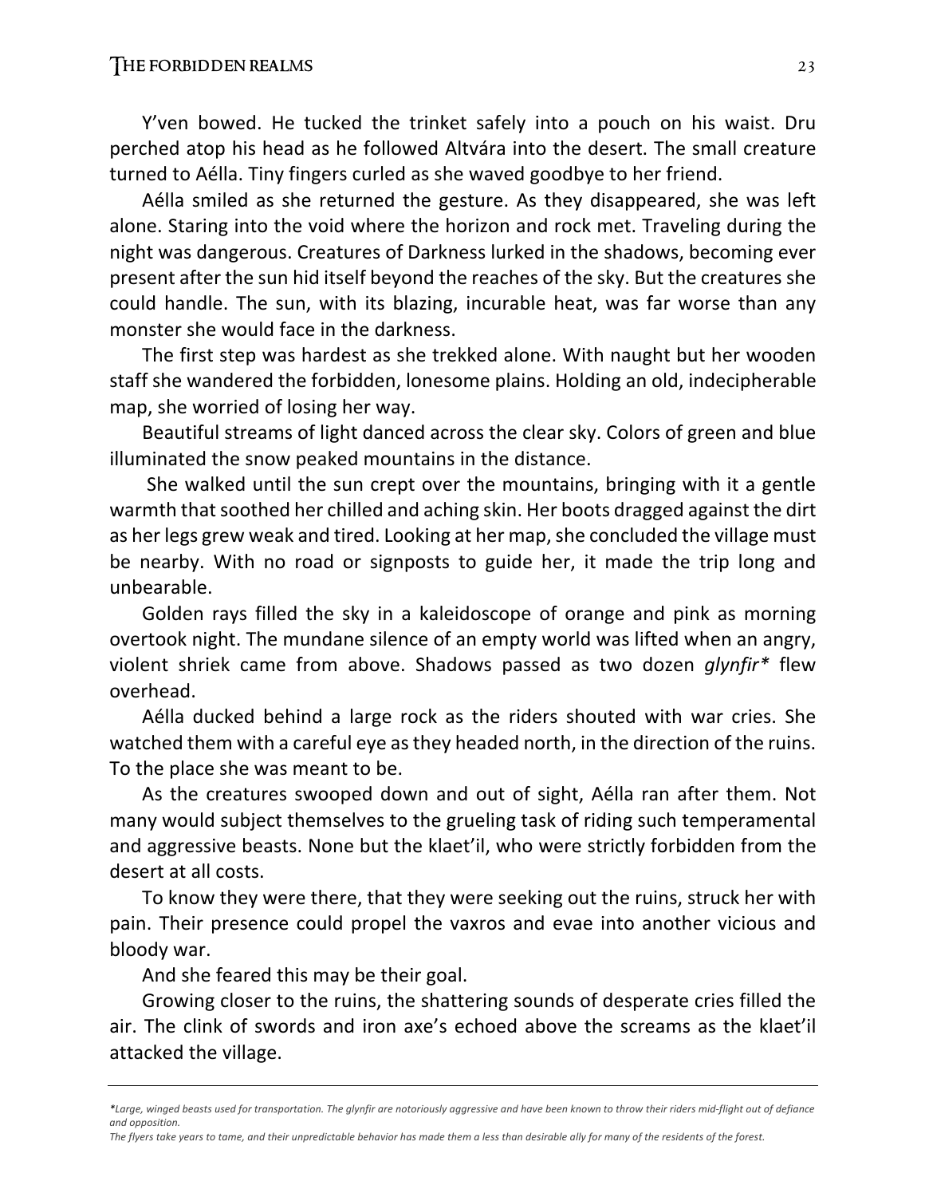Y'ven bowed. He tucked the trinket safely into a pouch on his waist. Dru perched atop his head as he followed Altvára into the desert. The small creature turned to Aélla. Tiny fingers curled as she waved goodbye to her friend.

Aélla smiled as she returned the gesture. As they disappeared, she was left alone. Staring into the void where the horizon and rock met. Traveling during the night was dangerous. Creatures of Darkness lurked in the shadows, becoming ever present after the sun hid itself beyond the reaches of the sky. But the creatures she could handle. The sun, with its blazing, incurable heat, was far worse than any monster she would face in the darkness.

The first step was hardest as she trekked alone. With naught but her wooden staff she wandered the forbidden, lonesome plains. Holding an old, indecipherable map, she worried of losing her way.

Beautiful streams of light danced across the clear sky. Colors of green and blue illuminated the snow peaked mountains in the distance.

She walked until the sun crept over the mountains, bringing with it a gentle warmth that soothed her chilled and aching skin. Her boots dragged against the dirt as her legs grew weak and tired. Looking at her map, she concluded the village must be nearby. With no road or signposts to guide her, it made the trip long and unbearable.

Golden rays filled the sky in a kaleidoscope of orange and pink as morning overtook night. The mundane silence of an empty world was lifted when an angry, violent shriek came from above. Shadows passed as two dozen *glynfir\** flew overhead.

Aélla ducked behind a large rock as the riders shouted with war cries. She watched them with a careful eye as they headed north, in the direction of the ruins. To the place she was meant to be.

As the creatures swooped down and out of sight, Aélla ran after them. Not many would subject themselves to the grueling task of riding such temperamental and aggressive beasts. None but the klaet'il, who were strictly forbidden from the desert at all costs.

To know they were there, that they were seeking out the ruins, struck her with pain. Their presence could propel the vaxros and evae into another vicious and bloody war.

And she feared this may be their goal.

Growing closer to the ruins, the shattering sounds of desperate cries filled the air. The clink of swords and iron axe's echoed above the screams as the klaet'il attacked the village.

---

*\*Large, winged beasts used for transportation. The glynfir are notoriously aggressive and have been known to throw their riders mid-flight out of defiance and opposition.*
*The flyers take years to tame, and their unpredictable behavior has made them a less than desirable ally for many of the residents of the forest.*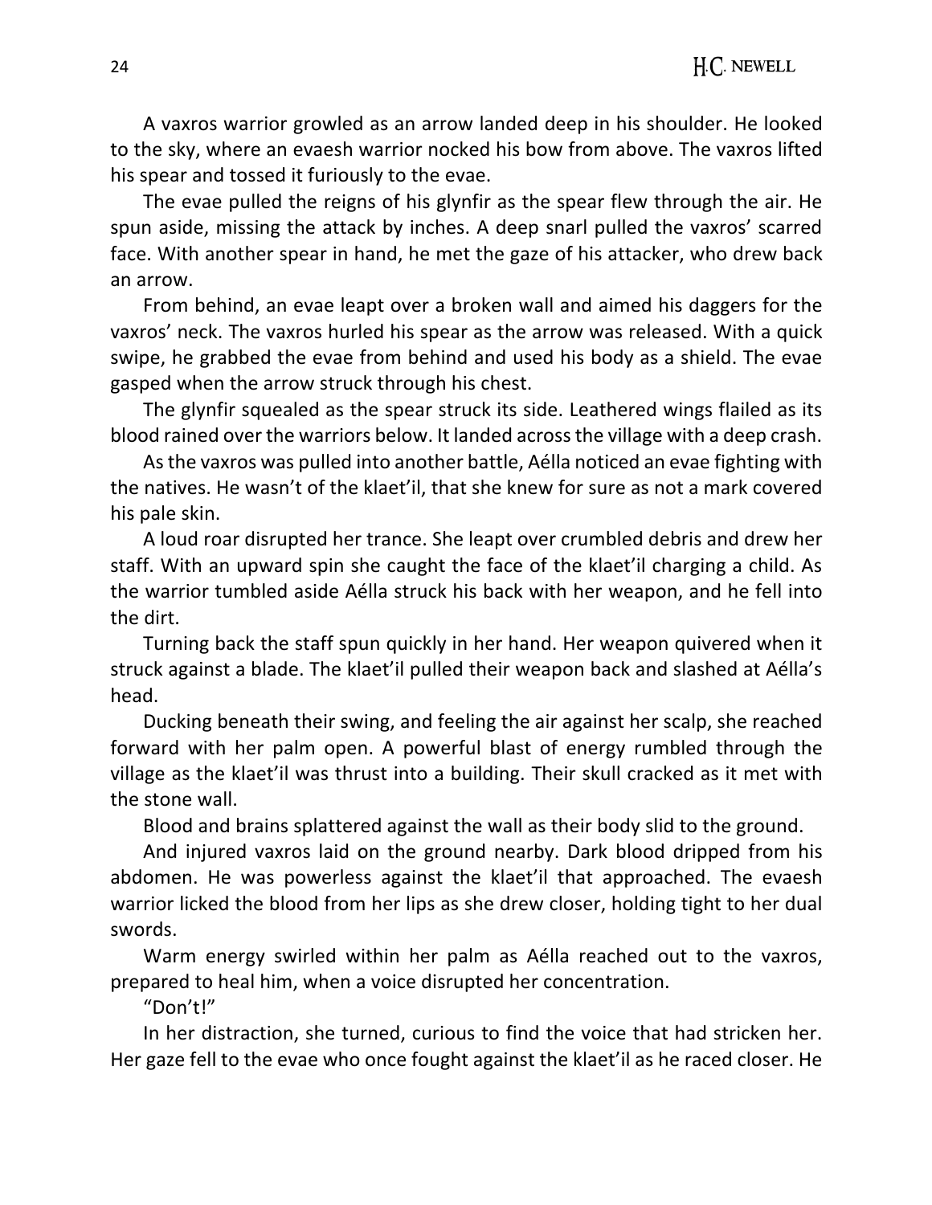A vaxros warrior growled as an arrow landed deep in his shoulder. He looked to the sky, where an evaesh warrior nocked his bow from above. The vaxros lifted his spear and tossed it furiously to the evae.

The evae pulled the reigns of his glynfir as the spear flew through the air. He spun aside, missing the attack by inches. A deep snarl pulled the vaxros' scarred face. With another spear in hand, he met the gaze of his attacker, who drew back an arrow.

From behind, an evae leapt over a broken wall and aimed his daggers for the vaxros' neck. The vaxros hurled his spear as the arrow was released. With a quick swipe, he grabbed the evae from behind and used his body as a shield. The evae gasped when the arrow struck through his chest.

The glynfir squealed as the spear struck its side. Leathered wings flailed as its blood rained over the warriors below. It landed across the village with a deep crash.

As the vaxros was pulled into another battle, Aélla noticed an evae fighting with the natives. He wasn't of the klaet'il, that she knew for sure as not a mark covered his pale skin.

A loud roar disrupted her trance. She leapt over crumbled debris and drew her staff. With an upward spin she caught the face of the klaet'il charging a child. As the warrior tumbled aside Aélla struck his back with her weapon, and he fell into the dirt.

Turning back the staff spun quickly in her hand. Her weapon quivered when it struck against a blade. The klaet'il pulled their weapon back and slashed at Aélla's head.

Ducking beneath their swing, and feeling the air against her scalp, she reached forward with her palm open. A powerful blast of energy rumbled through the village as the klaet'il was thrust into a building. Their skull cracked as it met with the stone wall.

Blood and brains splattered against the wall as their body slid to the ground.

And injured vaxros laid on the ground nearby. Dark blood dripped from his abdomen. He was powerless against the klaet'il that approached. The evaesh warrior licked the blood from her lips as she drew closer, holding tight to her dual swords.

Warm energy swirled within her palm as Aélla reached out to the vaxros, prepared to heal him, when a voice disrupted her concentration.

"Don't!"

In her distraction, she turned, curious to find the voice that had stricken her. Her gaze fell to the evae who once fought against the klaet'il as he raced closer. He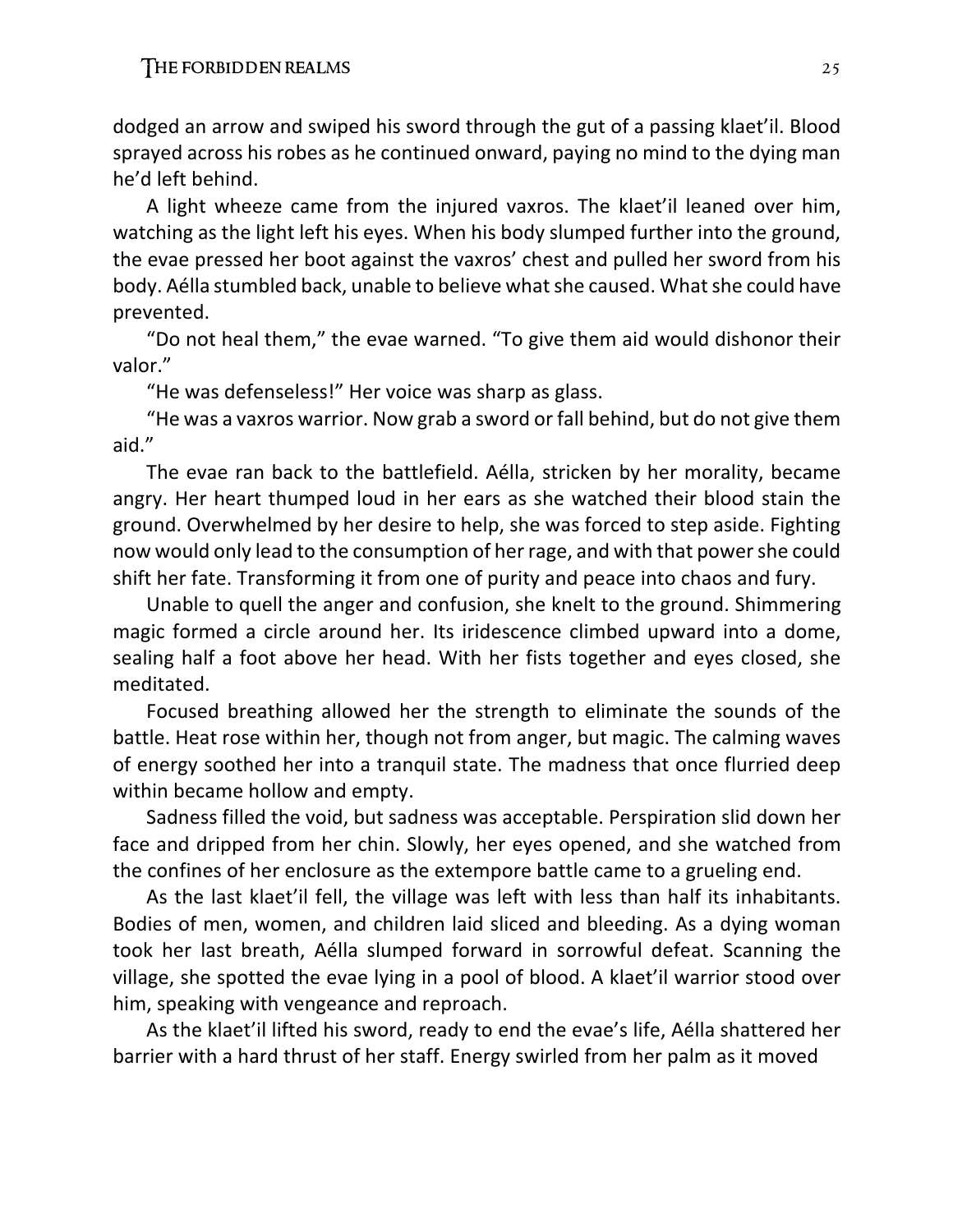dodged an arrow and swiped his sword through the gut of a passing klaet'il. Blood sprayed across his robes as he continued onward, paying no mind to the dying man he'd left behind.

A light wheeze came from the injured vaxros. The klaet'il leaned over him, watching as the light left his eyes. When his body slumped further into the ground, the evae pressed her boot against the vaxros' chest and pulled her sword from his body. Aélla stumbled back, unable to believe what she caused. What she could have prevented.

"Do not heal them," the evae warned. "To give them aid would dishonor their valor."

"He was defenseless!" Her voice was sharp as glass.

"He was a vaxros warrior. Now grab a sword or fall behind, but do not give them aid."

The evae ran back to the battlefield. Aélla, stricken by her morality, became angry. Her heart thumped loud in her ears as she watched their blood stain the ground. Overwhelmed by her desire to help, she was forced to step aside. Fighting now would only lead to the consumption of her rage, and with that power she could shift her fate. Transforming it from one of purity and peace into chaos and fury.

Unable to quell the anger and confusion, she knelt to the ground. Shimmering magic formed a circle around her. Its iridescence climbed upward into a dome, sealing half a foot above her head. With her fists together and eyes closed, she meditated.

Focused breathing allowed her the strength to eliminate the sounds of the battle. Heat rose within her, though not from anger, but magic. The calming waves of energy soothed her into a tranquil state. The madness that once flurried deep within became hollow and empty.

Sadness filled the void, but sadness was acceptable. Perspiration slid down her face and dripped from her chin. Slowly, her eyes opened, and she watched from the confines of her enclosure as the extempore battle came to a grueling end.

As the last klaet'il fell, the village was left with less than half its inhabitants. Bodies of men, women, and children laid sliced and bleeding. As a dying woman took her last breath, Aélla slumped forward in sorrowful defeat. Scanning the village, she spotted the evae lying in a pool of blood. A klaet'il warrior stood over him, speaking with vengeance and reproach.

As the klaet'il lifted his sword, ready to end the evae's life, Aélla shattered her barrier with a hard thrust of her staff. Energy swirled from her palm as it moved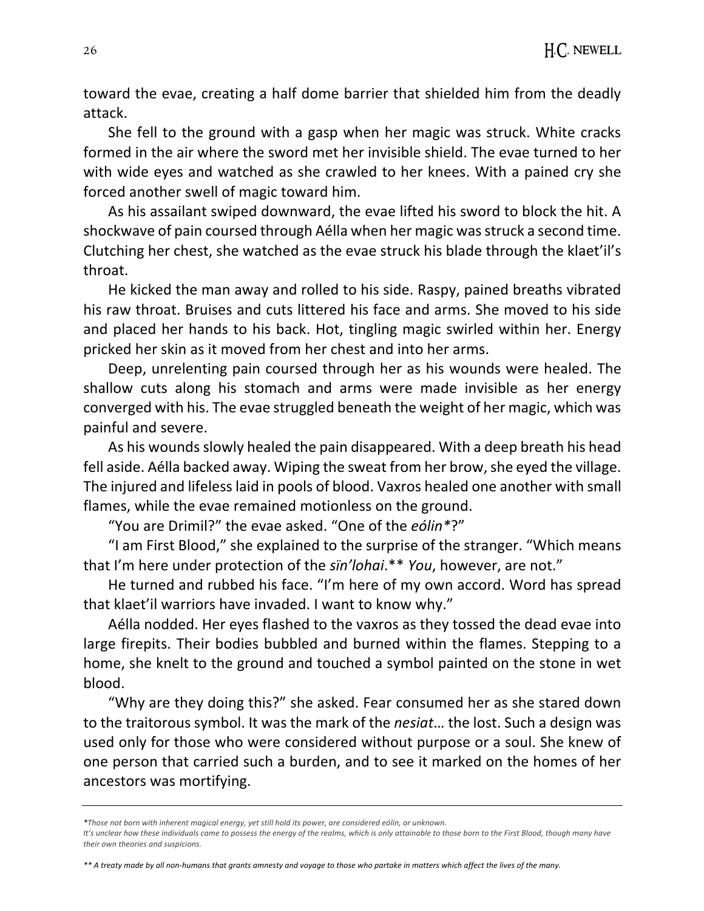toward the evae, creating a half dome barrier that shielded him from the deadly attack.

She fell to the ground with a gasp when her magic was struck. White cracks formed in the air where the sword met her invisible shield. The evae turned to her with wide eyes and watched as she crawled to her knees. With a pained cry she forced another swell of magic toward him.

As his assailant swiped downward, the evae lifted his sword to block the hit. A shockwave of pain coursed through Aélla when her magic was struck a second time. Clutching her chest, she watched as the evae struck his blade through the klaet'il's throat.

He kicked the man away and rolled to his side. Raspy, pained breaths vibrated his raw throat. Bruises and cuts littered his face and arms. She moved to his side and placed her hands to his back. Hot, tingling magic swirled within her. Energy pricked her skin as it moved from her chest and into her arms.

Deep, unrelenting pain coursed through her as his wounds were healed. The shallow cuts along his stomach and arms were made invisible as her energy converged with his. The evae struggled beneath the weight of her magic, which was painful and severe.

As his wounds slowly healed the pain disappeared. With a deep breath his head fell aside. Aélla backed away. Wiping the sweat from her brow, she eyed the village. The injured and lifeless laid in pools of blood. Vaxros healed one another with small flames, while the evae remained motionless on the ground.

"You are Drimil?" the evae asked. "One of the *eólin**?"

"I am First Blood," she explained to the surprise of the stranger. "Which means that I'm here under protection of the *sïn'lohai*.** *You*, however, are not."

He turned and rubbed his face. "I'm here of my own accord. Word has spread that klaet'il warriors have invaded. I want to know why."

Aélla nodded. Her eyes flashed to the vaxros as they tossed the dead evae into large firepits. Their bodies bubbled and burned within the flames. Stepping to a home, she knelt to the ground and touched a symbol painted on the stone in wet blood.

"Why are they doing this?" she asked. Fear consumed her as she stared down to the traitorous symbol. It was the mark of the *nesiat*… the lost. Such a design was used only for those who were considered without purpose or a soul. She knew of one person that carried such a burden, and to see it marked on the homes of her ancestors was mortifying.

---

**Those not born with inherent magical energy, yet still hold its power, are considered eólin, or unknown.*
*It's unclear how these individuals came to possess the energy of the realms, which is only attainable to those born to the First Blood, though many have their own theories and suspicions.*

*** A treaty made by all non-humans that grants amnesty and voyage to those who partake in matters which affect the lives of the many.*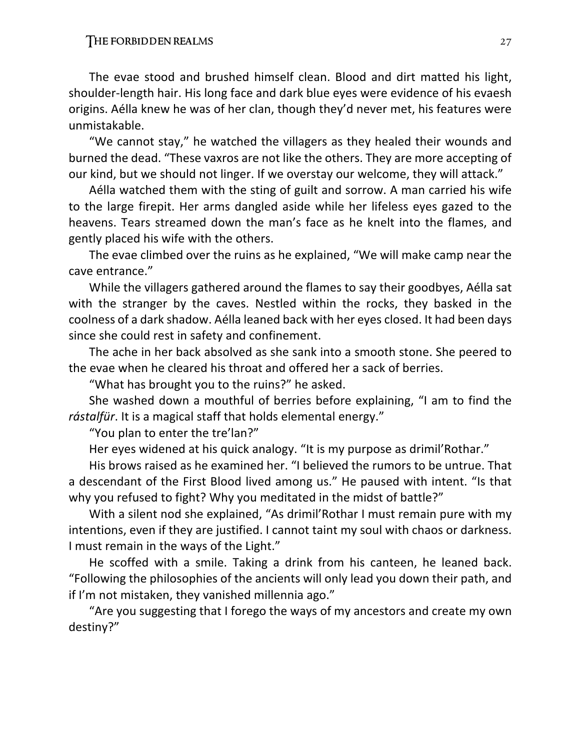The evae stood and brushed himself clean. Blood and dirt matted his light, shoulder-length hair. His long face and dark blue eyes were evidence of his evaesh origins. Aélla knew he was of her clan, though they'd never met, his features were unmistakable.

"We cannot stay," he watched the villagers as they healed their wounds and burned the dead. "These vaxros are not like the others. They are more accepting of our kind, but we should not linger. If we overstay our welcome, they will attack."

Aélla watched them with the sting of guilt and sorrow. A man carried his wife to the large firepit. Her arms dangled aside while her lifeless eyes gazed to the heavens. Tears streamed down the man's face as he knelt into the flames, and gently placed his wife with the others.

The evae climbed over the ruins as he explained, "We will make camp near the cave entrance."

While the villagers gathered around the flames to say their goodbyes, Aélla sat with the stranger by the caves. Nestled within the rocks, they basked in the coolness of a dark shadow. Aélla leaned back with her eyes closed. It had been days since she could rest in safety and confinement.

The ache in her back absolved as she sank into a smooth stone. She peered to the evae when he cleared his throat and offered her a sack of berries.

"What has brought you to the ruins?" he asked.

She washed down a mouthful of berries before explaining, "I am to find the *rástalfür*. It is a magical staff that holds elemental energy."

"You plan to enter the tre'lan?"

Her eyes widened at his quick analogy. "It is my purpose as drimil'Rothar."

His brows raised as he examined her. "I believed the rumors to be untrue. That a descendant of the First Blood lived among us." He paused with intent. "Is that why you refused to fight? Why you meditated in the midst of battle?"

With a silent nod she explained, "As drimil'Rothar I must remain pure with my intentions, even if they are justified. I cannot taint my soul with chaos or darkness. I must remain in the ways of the Light."

He scoffed with a smile. Taking a drink from his canteen, he leaned back. "Following the philosophies of the ancients will only lead you down their path, and if I'm not mistaken, they vanished millennia ago."

"Are you suggesting that I forego the ways of my ancestors and create my own destiny?"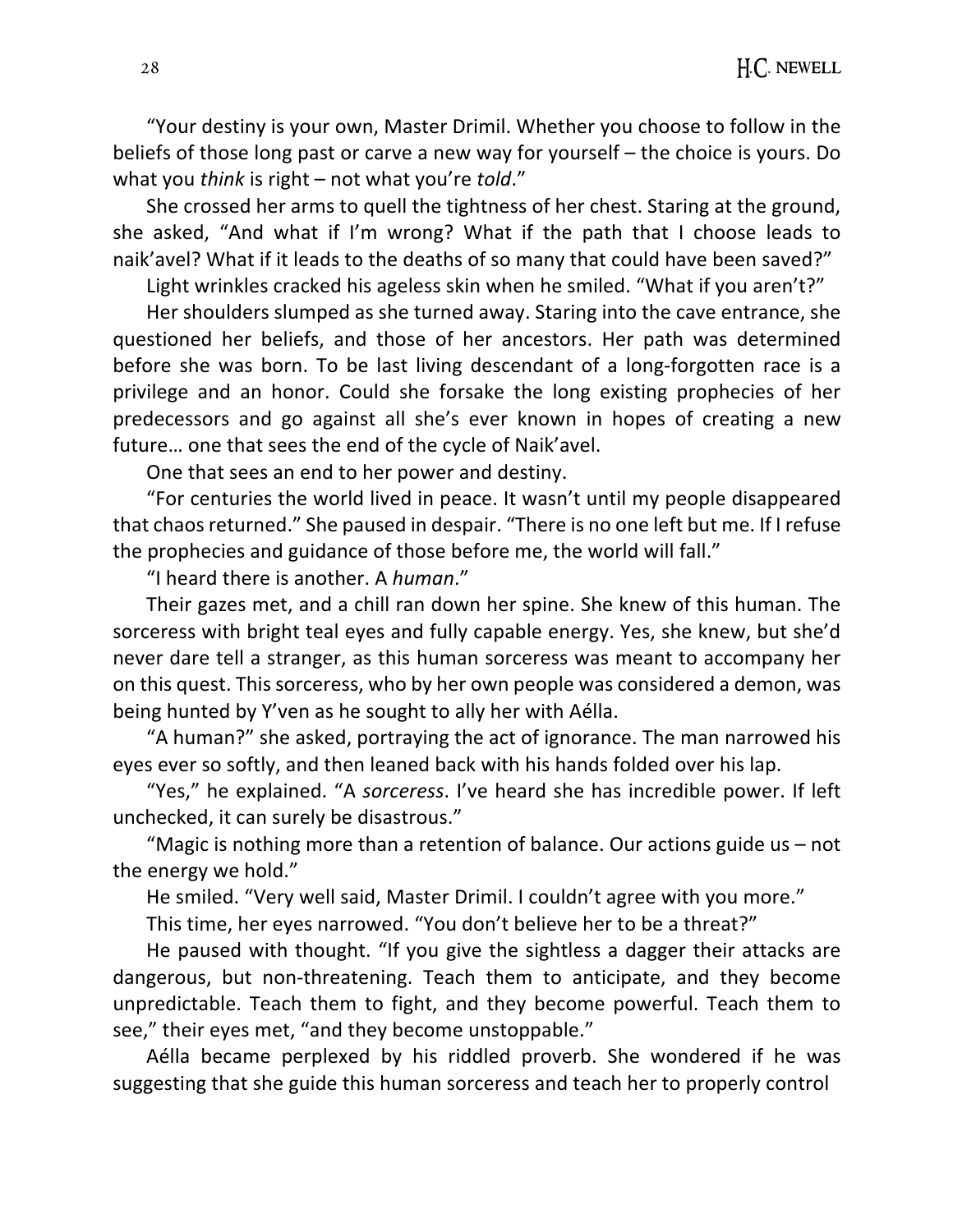“Your destiny is your own, Master Drimil. Whether you choose to follow in the beliefs of those long past or carve a new way for yourself – the choice is yours. Do what you *think* is right – not what you’re *told*.”

She crossed her arms to quell the tightness of her chest. Staring at the ground, she asked, “And what if I’m wrong? What if the path that I choose leads to naik’avel? What if it leads to the deaths of so many that could have been saved?”

Light wrinkles cracked his ageless skin when he smiled. “What if you aren’t?”

Her shoulders slumped as she turned away. Staring into the cave entrance, she questioned her beliefs, and those of her ancestors. Her path was determined before she was born. To be last living descendant of a long-forgotten race is a privilege and an honor. Could she forsake the long existing prophecies of her predecessors and go against all she’s ever known in hopes of creating a new future… one that sees the end of the cycle of Naik’avel.

One that sees an end to her power and destiny.

“For centuries the world lived in peace. It wasn’t until my people disappeared that chaos returned.” She paused in despair. “There is no one left but me. If I refuse the prophecies and guidance of those before me, the world will fall.”

“I heard there is another. A *human*.”

Their gazes met, and a chill ran down her spine. She knew of this human. The sorceress with bright teal eyes and fully capable energy. Yes, she knew, but she’d never dare tell a stranger, as this human sorceress was meant to accompany her on this quest. This sorceress, who by her own people was considered a demon, was being hunted by Y’ven as he sought to ally her with Aélla.

“A human?” she asked, portraying the act of ignorance. The man narrowed his eyes ever so softly, and then leaned back with his hands folded over his lap.

“Yes,” he explained. “A *sorceress*. I’ve heard she has incredible power. If left unchecked, it can surely be disastrous.”

“Magic is nothing more than a retention of balance. Our actions guide us – not the energy we hold.”

He smiled. “Very well said, Master Drimil. I couldn’t agree with you more.”

This time, her eyes narrowed. “You don’t believe her to be a threat?”

He paused with thought. “If you give the sightless a dagger their attacks are dangerous, but non-threatening. Teach them to anticipate, and they become unpredictable. Teach them to fight, and they become powerful. Teach them to see,” their eyes met, “and they become unstoppable.”

Aélla became perplexed by his riddled proverb. She wondered if he was suggesting that she guide this human sorceress and teach her to properly control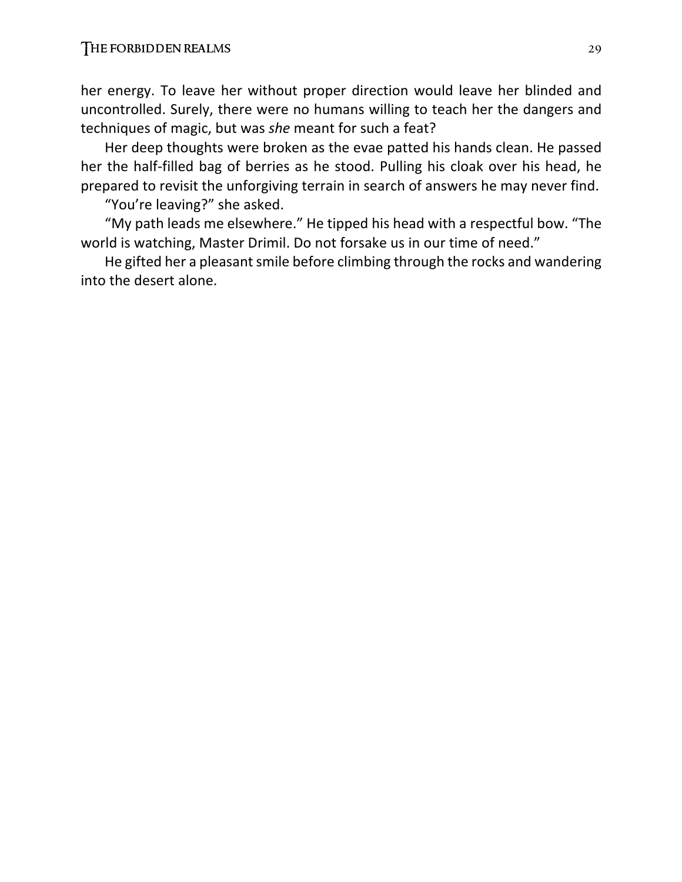her energy. To leave her without proper direction would leave her blinded and uncontrolled. Surely, there were no humans willing to teach her the dangers and techniques of magic, but was *she* meant for such a feat?

Her deep thoughts were broken as the evae patted his hands clean. He passed her the half-filled bag of berries as he stood. Pulling his cloak over his head, he prepared to revisit the unforgiving terrain in search of answers he may never find.

"You're leaving?" she asked.

"My path leads me elsewhere." He tipped his head with a respectful bow. "The world is watching, Master Drimil. Do not forsake us in our time of need."

He gifted her a pleasant smile before climbing through the rocks and wandering into the desert alone.